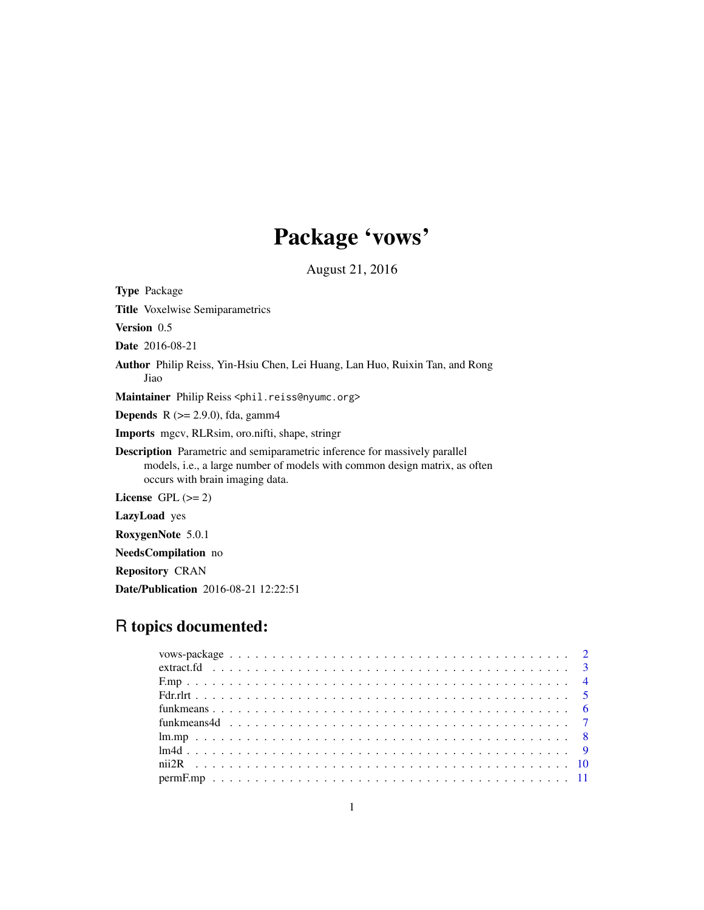# Package 'vows'

August 21, 2016

**Type** Package

**Title** Voxelwise Semiparametrics

**Version** 0.5

**Date** 2016-08-21

**Author** Philip Reiss, Yin-Hsiu Chen, Lei Huang, Lan Huo, Ruixin Tan, and Rong Jiao

**Maintainer** Philip Reiss <phil.reiss@nyumc.org>

**Depends** R (>= 2.9.0), fda, gamm4

**Imports** mgcv, RLRsim, oro.nifti, shape, stringr

**Description** Parametric and semiparametric inference for massively parallel models, i.e., a large number of models with common design matrix, as often occurs with brain imaging data.

**License** GPL (>= 2)

**LazyLoad** yes

**RoxygenNote** 5.0.1

**NeedsCompilation** no

**Repository** CRAN

**Date/Publication** 2016-08-21 12:22:51

## R topics documented:

| | |
|---|---|
| vows-package | 2 |
| extract.fd | 3 |
| F.mp | 4 |
| Fdr.rlrt | 5 |
| funkmeans | 6 |
| funkmeans4d | 7 |
| lm.mp | 8 |
| lm4d | 9 |
| nii2R | 10 |
| permF.mp | 11 |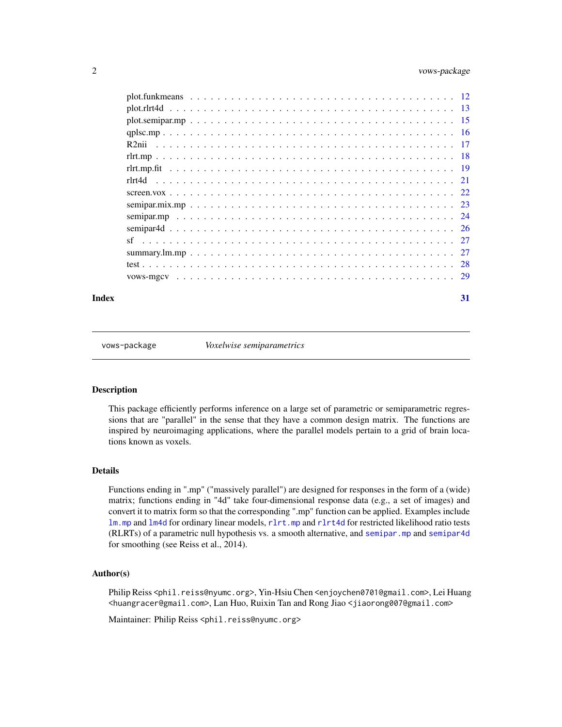plot.funkmeans . . . . . . . . . . . . . . . . . . . . . . . . . . . . . . . . . 12
plot.rlrt4d . . . . . . . . . . . . . . . . . . . . . . . . . . . . . . . . . . . 13
plot.semipar.mp . . . . . . . . . . . . . . . . . . . . . . . . . . . . . . . . . 15
qplsc.mp . . . . . . . . . . . . . . . . . . . . . . . . . . . . . . . . . . . . 16
R2nii . . . . . . . . . . . . . . . . . . . . . . . . . . . . . . . . . . . . . . 17
rlrt.mp . . . . . . . . . . . . . . . . . . . . . . . . . . . . . . . . . . . . . 18
rlrt.mp.fit . . . . . . . . . . . . . . . . . . . . . . . . . . . . . . . . . . . 19
rlrt4d . . . . . . . . . . . . . . . . . . . . . . . . . . . . . . . . . . . . . . 21
screen.vox . . . . . . . . . . . . . . . . . . . . . . . . . . . . . . . . . . . . 22
semipar.mix.mp . . . . . . . . . . . . . . . . . . . . . . . . . . . . . . . . . 23
semipar.mp . . . . . . . . . . . . . . . . . . . . . . . . . . . . . . . . . . . 24
semipar4d . . . . . . . . . . . . . . . . . . . . . . . . . . . . . . . . . . . . 26
sf . . . . . . . . . . . . . . . . . . . . . . . . . . . . . . . . . . . . . . . . 27
summary.lm.mp . . . . . . . . . . . . . . . . . . . . . . . . . . . . . . . . . . 27
test . . . . . . . . . . . . . . . . . . . . . . . . . . . . . . . . . . . . . . . 28
vows-mgcv . . . . . . . . . . . . . . . . . . . . . . . . . . . . . . . . . . . . 29

**Index** 31

---

`vows-package` *Voxelwise semiparametrics*

---

## Description

This package efficiently performs inference on a large set of parametric or semiparametric regressions that are "parallel" in the sense that they have a common design matrix. The functions are inspired by neuroimaging applications, where the parallel models pertain to a grid of brain locations known as voxels.

## Details

Functions ending in ".mp" ("massively parallel") are designed for responses in the form of a (wide) matrix; functions ending in "4d" take four-dimensional response data (e.g., a set of images) and convert it to matrix form so that the corresponding ".mp" function can be applied. Examples include `lm.mp` and `lm4d` for ordinary linear models, `rlrt.mp` and `rlrt4d` for restricted likelihood ratio tests (RLRTs) of a parametric null hypothesis vs. a smooth alternative, and `semipar.mp` and `semipar4d` for smoothing (see Reiss et al., 2014).

## Author(s)

Philip Reiss <phil.reiss@nyumc.org>, Yin-Hsiu Chen <enjoychen0701@gmail.com>, Lei Huang <huangracer@gmail.com>, Lan Huo, Ruixin Tan and Rong Jiao <jiaorong007@gmail.com>

Maintainer: Philip Reiss <phil.reiss@nyumc.org>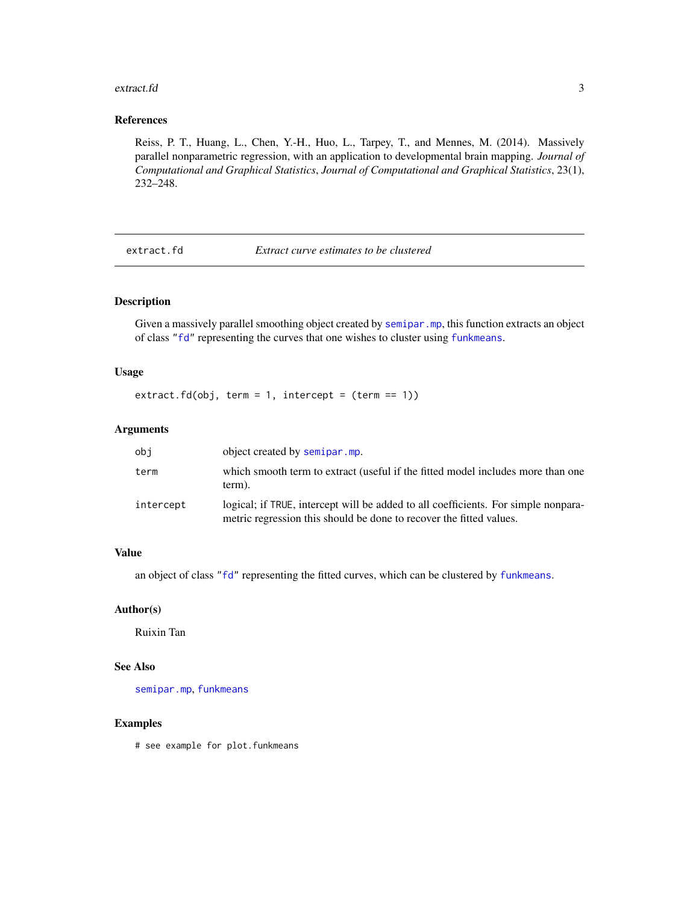### References

Reiss, P. T., Huang, L., Chen, Y.-H., Huo, L., Tarpey, T., and Mennes, M. (2014). Massively parallel nonparametric regression, with an application to developmental brain mapping. *Journal of Computational and Graphical Statistics*, *Journal of Computational and Graphical Statistics*, 23(1), 232–248.

---

## extract.fd — *Extract curve estimates to be clustered*

### Description

Given a massively parallel smoothing object created by `semipar.mp`, this function extracts an object of class `"fd"` representing the curves that one wishes to cluster using `funkmeans`.

### Usage

```
extract.fd(obj, term = 1, intercept = (term == 1))
```

### Arguments

| | |
|---|---|
| `obj` | object created by `semipar.mp`. |
| `term` | which smooth term to extract (useful if the fitted model includes more than one term). |
| `intercept` | logical; if `TRUE`, intercept will be added to all coefficients. For simple nonparametric regression this should be done to recover the fitted values. |

### Value

an object of class `"fd"` representing the fitted curves, which can be clustered by `funkmeans`.

### Author(s)

Ruixin Tan

### See Also

`semipar.mp`, `funkmeans`

### Examples

```
# see example for plot.funkmeans
```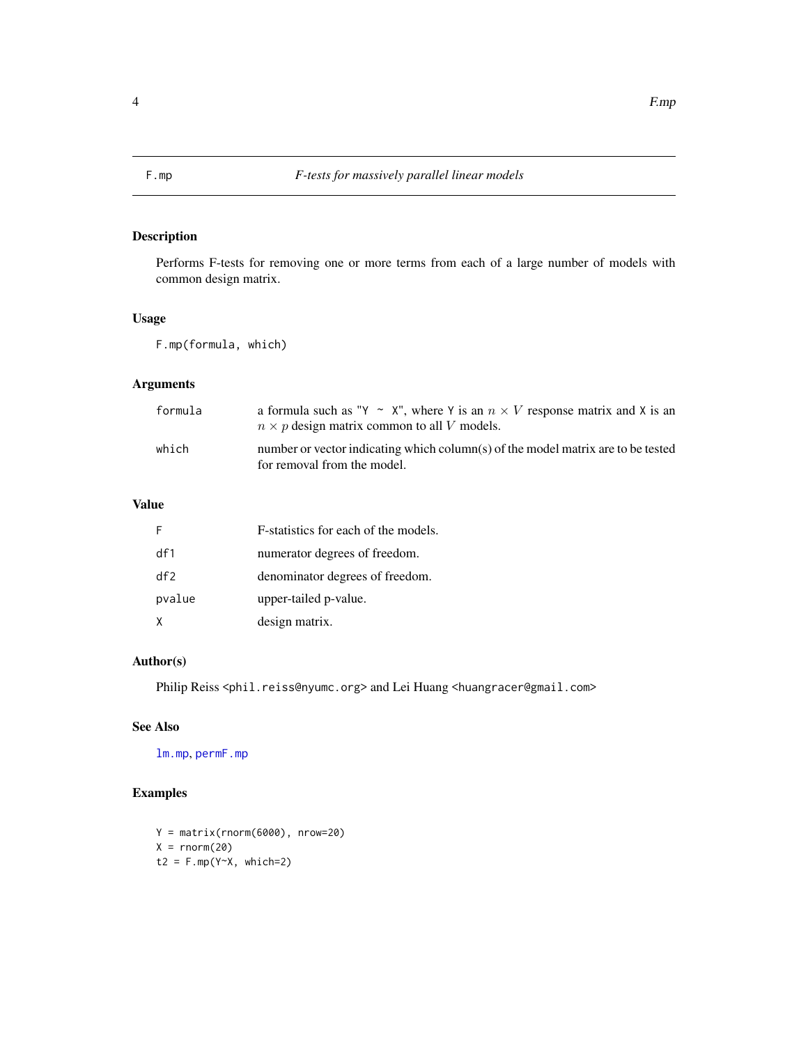F.mp &emsp; *F-tests for massively parallel linear models*

## Description

Performs F-tests for removing one or more terms from each of a large number of models with common design matrix.

## Usage

```
F.mp(formula, which)
```

## Arguments

| | |
|---|---|
| formula | a formula such as "Y ~ X", where Y is an $n \times V$ response matrix and X is an $n \times p$ design matrix common to all $V$ models. |
| which | number or vector indicating which column(s) of the model matrix are to be tested for removal from the model. |

## Value

| | |
|---|---|
| F | F-statistics for each of the models. |
| df1 | numerator degrees of freedom. |
| df2 | denominator degrees of freedom. |
| pvalue | upper-tailed p-value. |
| X | design matrix. |

## Author(s)

Philip Reiss <phil.reiss@nyumc.org> and Lei Huang <huangracer@gmail.com>

## See Also

lm.mp, permF.mp

## Examples

```
Y = matrix(rnorm(6000), nrow=20)
X = rnorm(20)
t2 = F.mp(Y~X, which=2)
```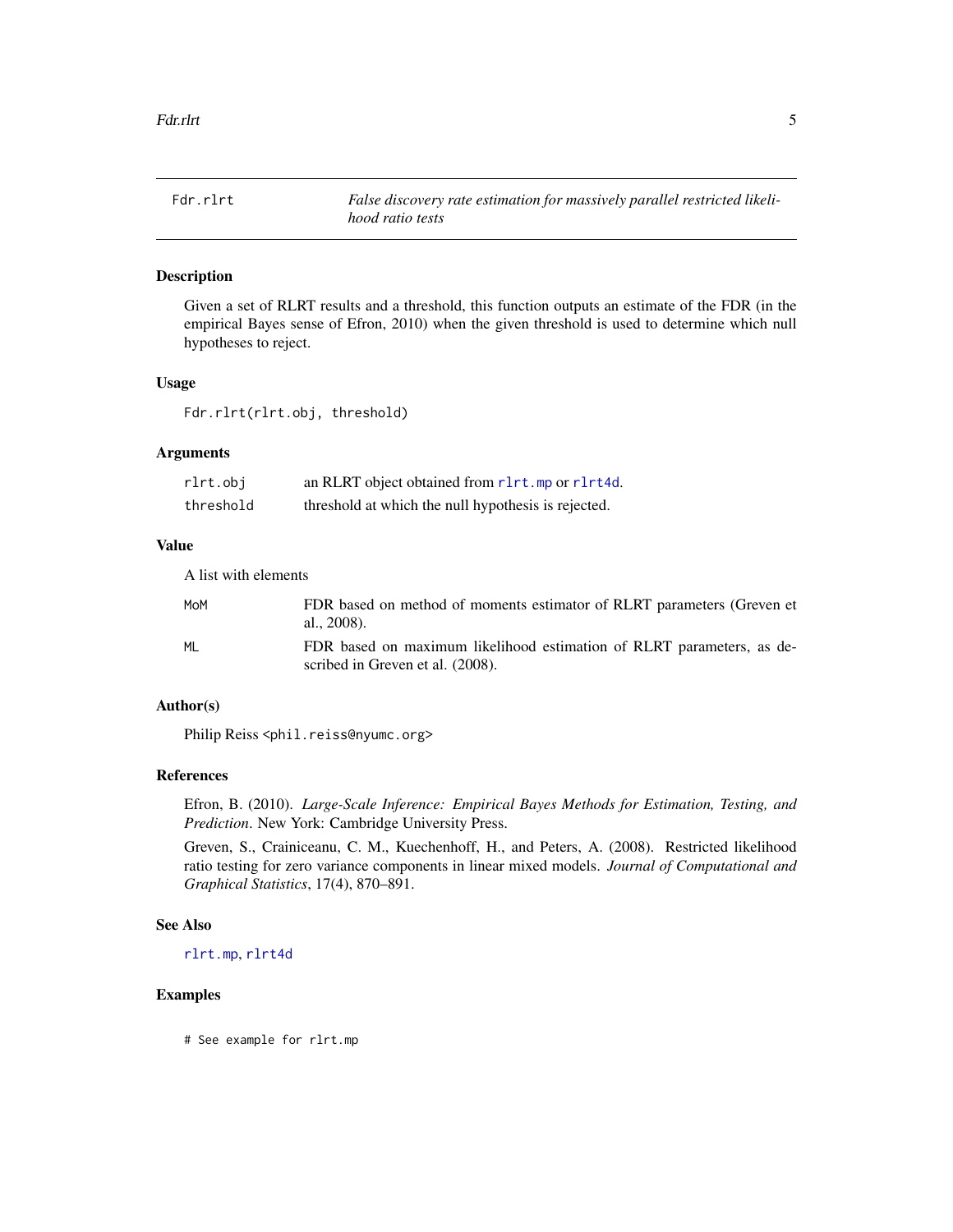Fdr.rlrt — *False discovery rate estimation for massively parallel restricted likelihood ratio tests*

## Description

Given a set of RLRT results and a threshold, this function outputs an estimate of the FDR (in the empirical Bayes sense of Efron, 2010) when the given threshold is used to determine which null hypotheses to reject.

## Usage

```
Fdr.rlrt(rlrt.obj, threshold)
```

## Arguments

| | |
|---|---|
| `rlrt.obj` | an RLRT object obtained from `rlrt.mp` or `rlrt4d`. |
| `threshold` | threshold at which the null hypothesis is rejected. |

## Value

A list with elements

| | |
|---|---|
| `MoM` | FDR based on method of moments estimator of RLRT parameters (Greven et al., 2008). |
| `ML` | FDR based on maximum likelihood estimation of RLRT parameters, as described in Greven et al. (2008). |

## Author(s)

Philip Reiss <phil.reiss@nyumc.org>

## References

Efron, B. (2010). *Large-Scale Inference: Empirical Bayes Methods for Estimation, Testing, and Prediction*. New York: Cambridge University Press.

Greven, S., Crainiceanu, C. M., Kuechenhoff, H., and Peters, A. (2008). Restricted likelihood ratio testing for zero variance components in linear mixed models. *Journal of Computational and Graphical Statistics*, 17(4), 870–891.

## See Also

`rlrt.mp`, `rlrt4d`

## Examples

```
# See example for rlrt.mp
```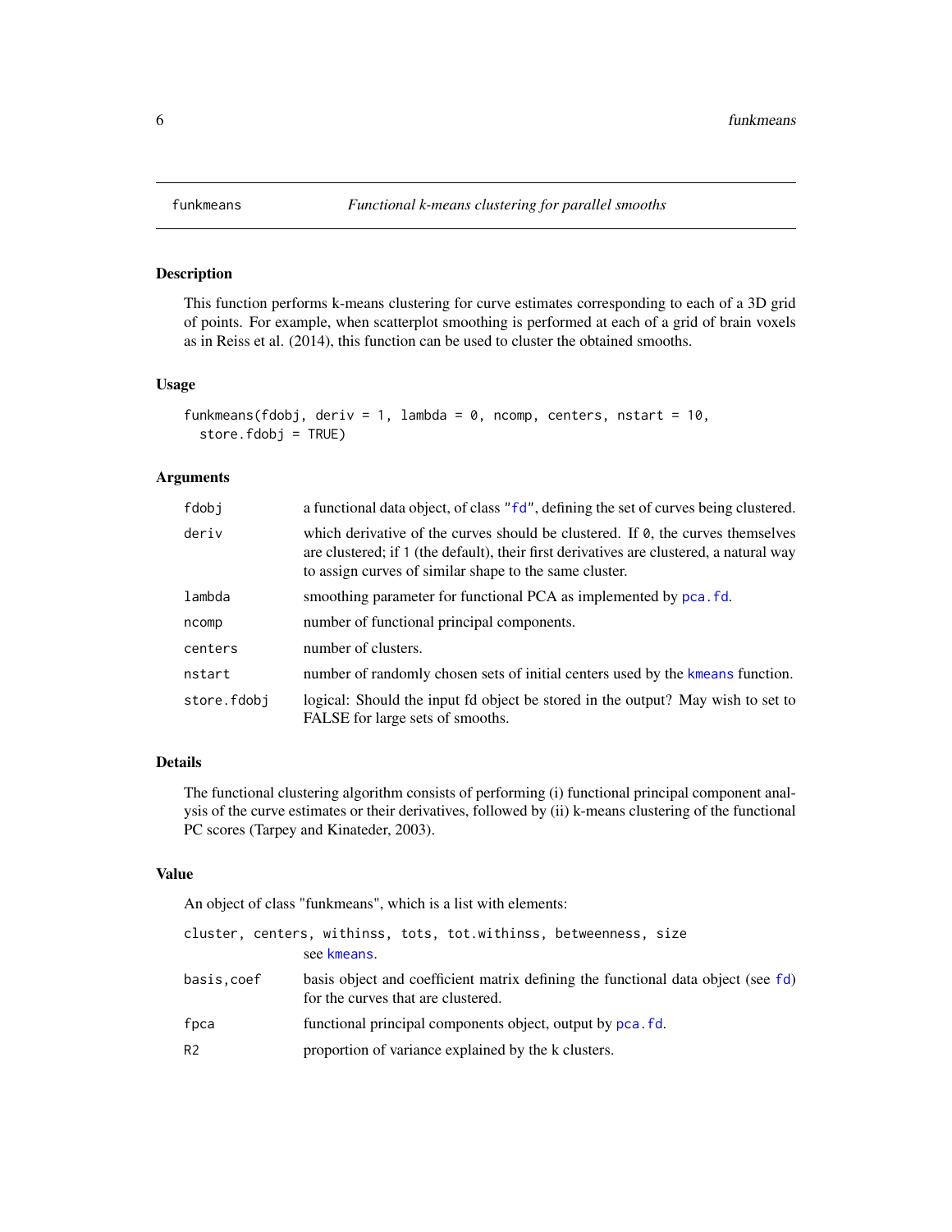## funkmeans — *Functional k-means clustering for parallel smooths*

### Description

This function performs k-means clustering for curve estimates corresponding to each of a 3D grid of points. For example, when scatterplot smoothing is performed at each of a grid of brain voxels as in Reiss et al. (2014), this function can be used to cluster the obtained smooths.

### Usage

```
funkmeans(fdobj, deriv = 1, lambda = 0, ncomp, centers, nstart = 10,
  store.fdobj = TRUE)
```

### Arguments

| | |
|---|---|
| fdobj | a functional data object, of class "fd", defining the set of curves being clustered. |
| deriv | which derivative of the curves should be clustered. If 0, the curves themselves are clustered; if 1 (the default), their first derivatives are clustered, a natural way to assign curves of similar shape to the same cluster. |
| lambda | smoothing parameter for functional PCA as implemented by pca.fd. |
| ncomp | number of functional principal components. |
| centers | number of clusters. |
| nstart | number of randomly chosen sets of initial centers used by the kmeans function. |
| store.fdobj | logical: Should the input fd object be stored in the output? May wish to set to FALSE for large sets of smooths. |

### Details

The functional clustering algorithm consists of performing (i) functional principal component analysis of the curve estimates or their derivatives, followed by (ii) k-means clustering of the functional PC scores (Tarpey and Kinateder, 2003).

### Value

An object of class "funkmeans", which is a list with elements:

| | |
|---|---|
| cluster, centers, withinss, tots, tot.withinss, betweenness, size | see kmeans. |
| basis,coef | basis object and coefficient matrix defining the functional data object (see fd) for the curves that are clustered. |
| fpca | functional principal components object, output by pca.fd. |
| R2 | proportion of variance explained by the k clusters. |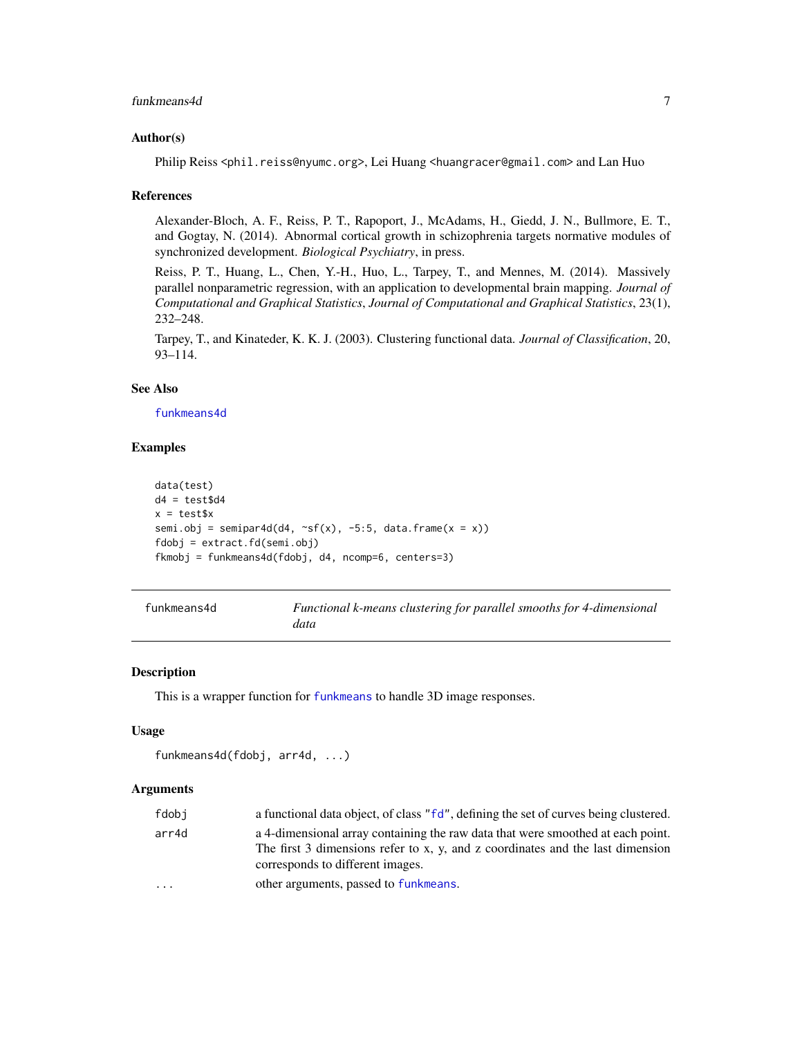### Author(s)

Philip Reiss <phil.reiss@nyumc.org>, Lei Huang <huangracer@gmail.com> and Lan Huo

### References

Alexander-Bloch, A. F., Reiss, P. T., Rapoport, J., McAdams, H., Giedd, J. N., Bullmore, E. T., and Gogtay, N. (2014). Abnormal cortical growth in schizophrenia targets normative modules of synchronized development. *Biological Psychiatry*, in press.

Reiss, P. T., Huang, L., Chen, Y.-H., Huo, L., Tarpey, T., and Mennes, M. (2014). Massively parallel nonparametric regression, with an application to developmental brain mapping. *Journal of Computational and Graphical Statistics*, *Journal of Computational and Graphical Statistics*, 23(1), 232–248.

Tarpey, T., and Kinateder, K. K. J. (2003). Clustering functional data. *Journal of Classification*, 20, 93–114.

### See Also

funkmeans4d

### Examples

```
data(test)
d4 = test$d4
x = test$x
semi.obj = semipar4d(d4, ~sf(x), -5:5, data.frame(x = x))
fdobj = extract.fd(semi.obj)
fkmobj = funkmeans4d(fdobj, d4, ncomp=6, centers=3)
```

---

## funkmeans4d — *Functional k-means clustering for parallel smooths for 4-dimensional data*

### Description

This is a wrapper function for funkmeans to handle 3D image responses.

### Usage

```
funkmeans4d(fdobj, arr4d, ...)
```

### Arguments

| | |
|---|---|
| fdobj | a functional data object, of class "fd", defining the set of curves being clustered. |
| arr4d | a 4-dimensional array containing the raw data that were smoothed at each point. The first 3 dimensions refer to x, y, and z coordinates and the last dimension corresponds to different images. |
| ... | other arguments, passed to funkmeans. |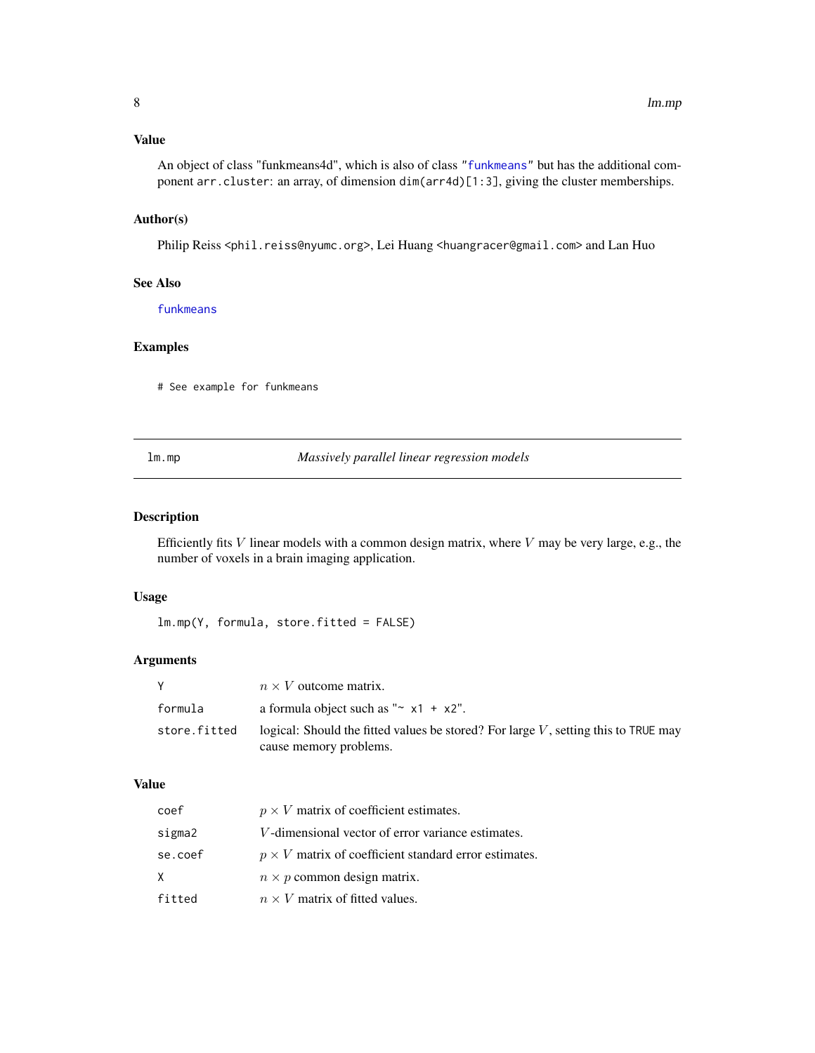## Value

An object of class "funkmeans4d", which is also of class "funkmeans" but has the additional component `arr.cluster`: an array, of dimension `dim(arr4d)[1:3]`, giving the cluster memberships.

## Author(s)

Philip Reiss <phil.reiss@nyumc.org>, Lei Huang <huangracer@gmail.com> and Lan Huo

## See Also

funkmeans

## Examples

```
# See example for funkmeans
```

---

# lm.mp — *Massively parallel linear regression models*

## Description

Efficiently fits $V$ linear models with a common design matrix, where $V$ may be very large, e.g., the number of voxels in a brain imaging application.

## Usage

```
lm.mp(Y, formula, store.fitted = FALSE)
```

## Arguments

| | |
|---|---|
| `Y` | $n \times V$ outcome matrix. |
| `formula` | a formula object such as "`~ x1 + x2`". |
| `store.fitted` | logical: Should the fitted values be stored? For large $V$, setting this to `TRUE` may cause memory problems. |

## Value

| | |
|---|---|
| `coef` | $p \times V$ matrix of coefficient estimates. |
| `sigma2` | $V$-dimensional vector of error variance estimates. |
| `se.coef` | $p \times V$ matrix of coefficient standard error estimates. |
| `X` | $n \times p$ common design matrix. |
| `fitted` | $n \times V$ matrix of fitted values. |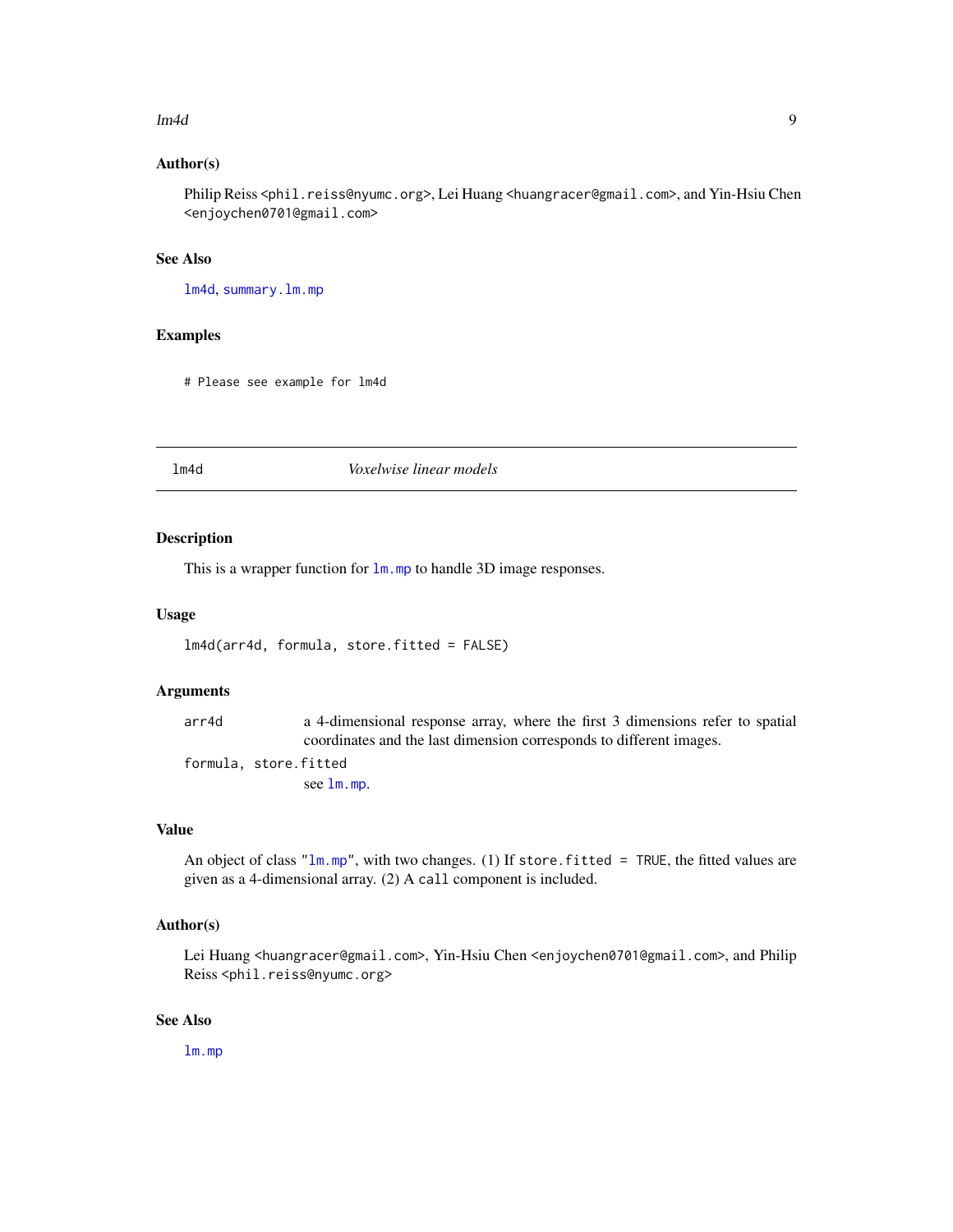### Author(s)

Philip Reiss <phil.reiss@nyumc.org>, Lei Huang <huangracer@gmail.com>, and Yin-Hsiu Chen <enjoychen0701@gmail.com>

### See Also

lm4d, summary.lm.mp

### Examples

```
# Please see example for lm4d
```

---

## lm4d *Voxelwise linear models*

---

### Description

This is a wrapper function for lm.mp to handle 3D image responses.

### Usage

```
lm4d(arr4d, formula, store.fitted = FALSE)
```

### Arguments

| | |
|---|---|
| `arr4d` | a 4-dimensional response array, where the first 3 dimensions refer to spatial coordinates and the last dimension corresponds to different images. |
| `formula, store.fitted` | see lm.mp. |

### Value

An object of class "lm.mp", with two changes. (1) If `store.fitted = TRUE`, the fitted values are given as a 4-dimensional array. (2) A `call` component is included.

### Author(s)

Lei Huang <huangracer@gmail.com>, Yin-Hsiu Chen <enjoychen0701@gmail.com>, and Philip Reiss <phil.reiss@nyumc.org>

### See Also

lm.mp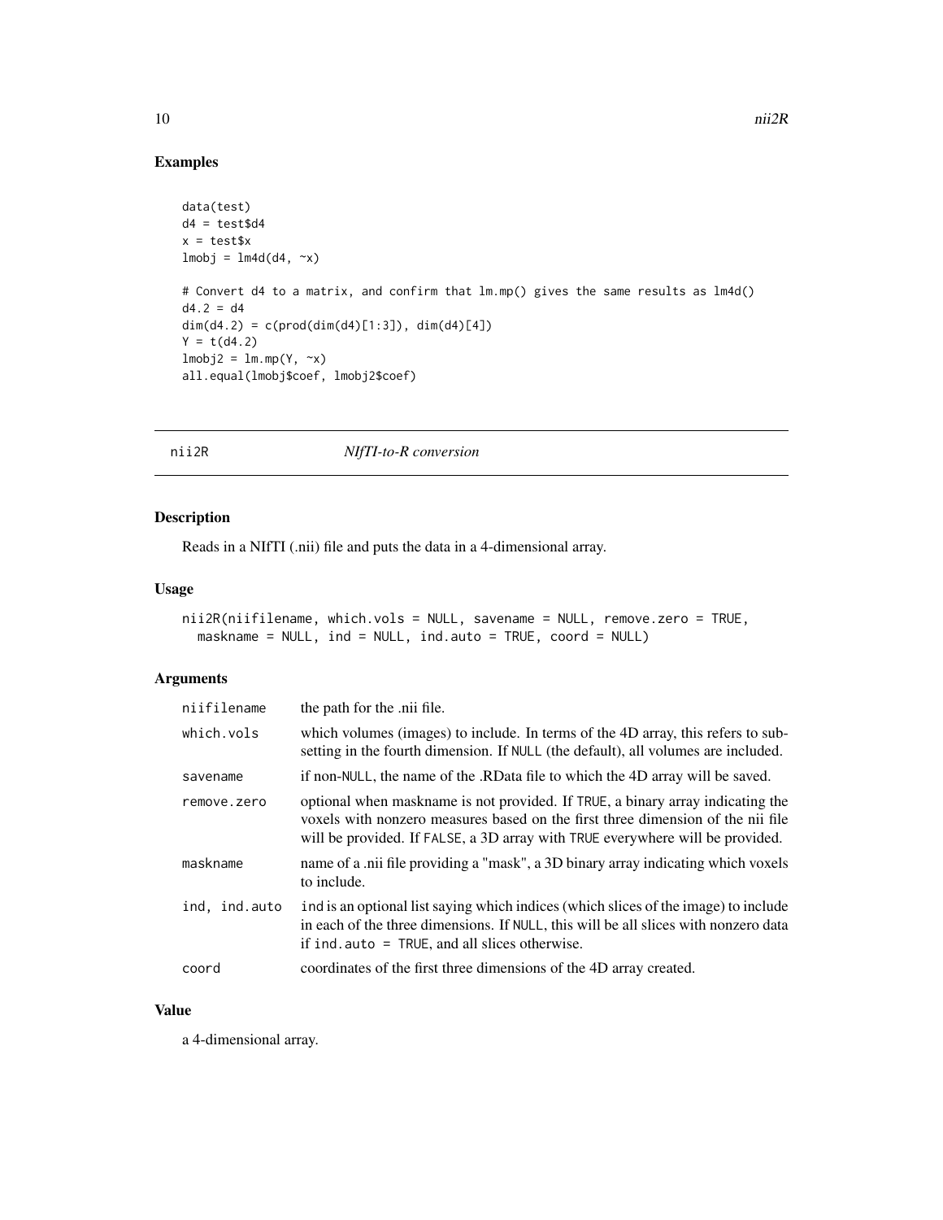## Examples

```
data(test)
d4 = test$d4
x = test$x
lmobj = lm4d(d4, ~x)

# Convert d4 to a matrix, and confirm that lm.mp() gives the same results as lm4d()
d4.2 = d4
dim(d4.2) = c(prod(dim(d4)[1:3]), dim(d4)[4])
Y = t(d4.2)
lmobj2 = lm.mp(Y, ~x)
all.equal(lmobj$coef, lmobj2$coef)
```

---

# nii2R *NIfTI-to-R conversion*

## Description

Reads in a NIfTI (.nii) file and puts the data in a 4-dimensional array.

## Usage

```
nii2R(niifilename, which.vols = NULL, savename = NULL, remove.zero = TRUE,
  maskname = NULL, ind = NULL, ind.auto = TRUE, coord = NULL)
```

## Arguments

| | |
|---|---|
| niifilename | the path for the .nii file. |
| which.vols | which volumes (images) to include. In terms of the 4D array, this refers to subsetting in the fourth dimension. If NULL (the default), all volumes are included. |
| savename | if non-NULL, the name of the .RData file to which the 4D array will be saved. |
| remove.zero | optional when maskname is not provided. If TRUE, a binary array indicating the voxels with nonzero measures based on the first three dimension of the nii file will be provided. If FALSE, a 3D array with TRUE everywhere will be provided. |
| maskname | name of a .nii file providing a "mask", a 3D binary array indicating which voxels to include. |
| ind, ind.auto | ind is an optional list saying which indices (which slices of the image) to include in each of the three dimensions. If NULL, this will be all slices with nonzero data if ind.auto = TRUE, and all slices otherwise. |
| coord | coordinates of the first three dimensions of the 4D array created. |

## Value

a 4-dimensional array.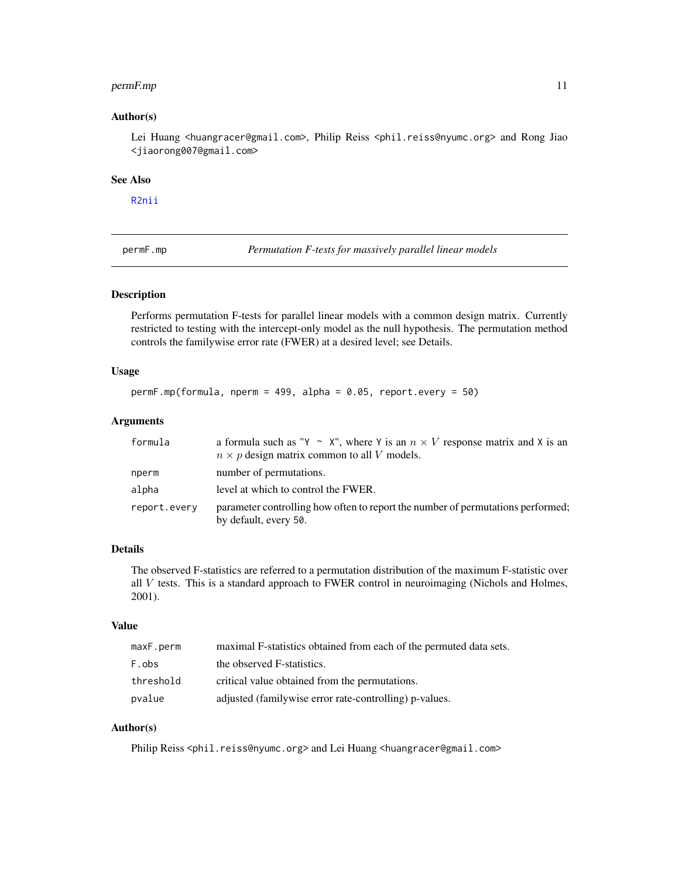### Author(s)

Lei Huang <huangracer@gmail.com>, Philip Reiss <phil.reiss@nyumc.org> and Rong Jiao <jiaorong007@gmail.com>

### See Also

R2nii

---

## permF.mp — *Permutation F-tests for massively parallel linear models*

### Description

Performs permutation F-tests for parallel linear models with a common design matrix. Currently restricted to testing with the intercept-only model as the null hypothesis. The permutation method controls the familywise error rate (FWER) at a desired level; see Details.

### Usage

```
permF.mp(formula, nperm = 499, alpha = 0.05, report.every = 50)
```

### Arguments

| | |
|---|---|
| `formula` | a formula such as "Y ~ X", where Y is an $n \times V$ response matrix and X is an $n \times p$ design matrix common to all $V$ models. |
| `nperm` | number of permutations. |
| `alpha` | level at which to control the FWER. |
| `report.every` | parameter controlling how often to report the number of permutations performed; by default, every 50. |

### Details

The observed F-statistics are referred to a permutation distribution of the maximum F-statistic over all $V$ tests. This is a standard approach to FWER control in neuroimaging (Nichols and Holmes, 2001).

### Value

| | |
|---|---|
| `maxF.perm` | maximal F-statistics obtained from each of the permuted data sets. |
| `F.obs` | the observed F-statistics. |
| `threshold` | critical value obtained from the permutations. |
| `pvalue` | adjusted (familywise error rate-controlling) p-values. |

### Author(s)

Philip Reiss <phil.reiss@nyumc.org> and Lei Huang <huangracer@gmail.com>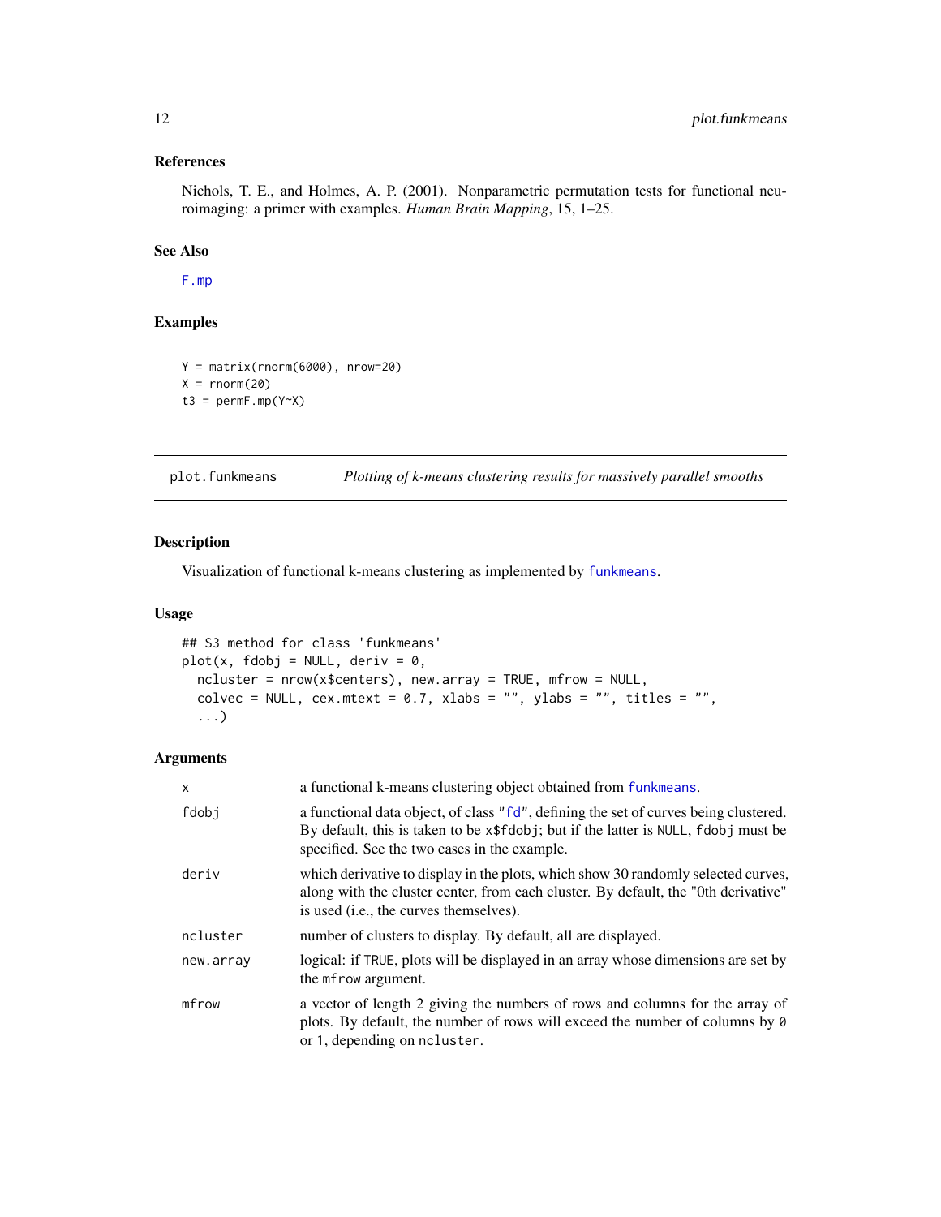### References

Nichols, T. E., and Holmes, A. P. (2001). Nonparametric permutation tests for functional neuroimaging: a primer with examples. *Human Brain Mapping*, 15, 1–25.

### See Also

F.mp

### Examples

```
Y = matrix(rnorm(6000), nrow=20)
X = rnorm(20)
t3 = permF.mp(Y~X)
```

---

## plot.funkmeans — *Plotting of k-means clustering results for massively parallel smooths*

### Description

Visualization of functional k-means clustering as implemented by funkmeans.

### Usage

```
## S3 method for class 'funkmeans'
plot(x, fdobj = NULL, deriv = 0,
  ncluster = nrow(x$centers), new.array = TRUE, mfrow = NULL,
  colvec = NULL, cex.mtext = 0.7, xlabs = "", ylabs = "", titles = "",
  ...)
```

### Arguments

| | |
|---|---|
| x | a functional k-means clustering object obtained from funkmeans. |
| fdobj | a functional data object, of class "fd", defining the set of curves being clustered. By default, this is taken to be x$fdobj; but if the latter is NULL, fdobj must be specified. See the two cases in the example. |
| deriv | which derivative to display in the plots, which show 30 randomly selected curves, along with the cluster center, from each cluster. By default, the "0th derivative" is used (i.e., the curves themselves). |
| ncluster | number of clusters to display. By default, all are displayed. |
| new.array | logical: if TRUE, plots will be displayed in an array whose dimensions are set by the mfrow argument. |
| mfrow | a vector of length 2 giving the numbers of rows and columns for the array of plots. By default, the number of rows will exceed the number of columns by 0 or 1, depending on ncluster. |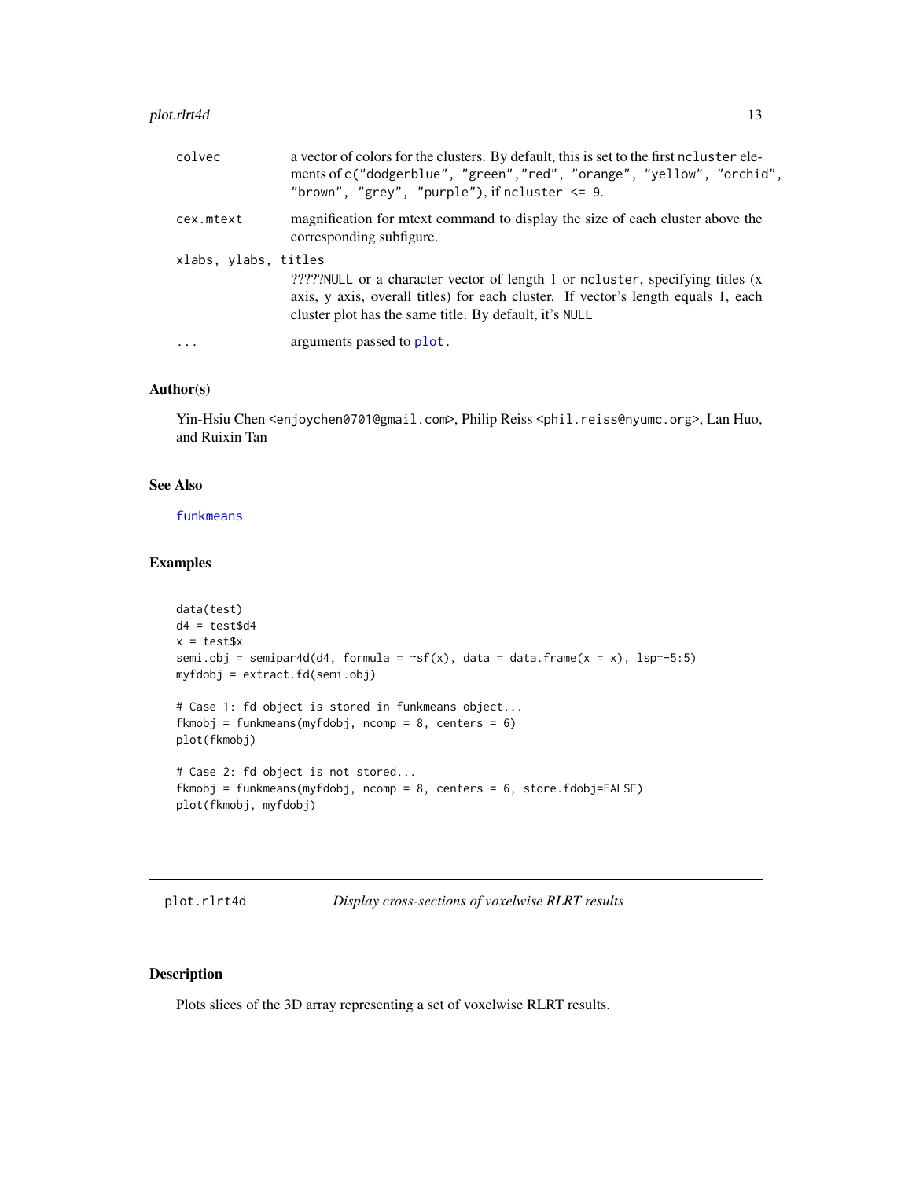| | |
|---|---|
| colvec | a vector of colors for the clusters. By default, this is set to the first ncluster elements of c("dodgerblue", "green","red", "orange", "yellow", "orchid", "brown", "grey", "purple"), if ncluster <= 9. |
| cex.mtext | magnification for mtext command to display the size of each cluster above the corresponding subfigure. |
| xlabs, ylabs, titles | ?????NULL or a character vector of length 1 or ncluster, specifying titles (x axis, y axis, overall titles) for each cluster. If vector's length equals 1, each cluster plot has the same title. By default, it's NULL |
| ... | arguments passed to plot. |

## Author(s)

Yin-Hsiu Chen <enjoychen0701@gmail.com>, Philip Reiss <phil.reiss@nyumc.org>, Lan Huo, and Ruixin Tan

## See Also

funkmeans

## Examples

```
data(test)
d4 = test$d4
x = test$x
semi.obj = semipar4d(d4, formula = ~sf(x), data = data.frame(x = x), lsp=-5:5)
myfdobj = extract.fd(semi.obj)

# Case 1: fd object is stored in funkmeans object...
fkmobj = funkmeans(myfdobj, ncomp = 8, centers = 6)
plot(fkmobj)

# Case 2: fd object is not stored...
fkmobj = funkmeans(myfdobj, ncomp = 8, centers = 6, store.fdobj=FALSE)
plot(fkmobj, myfdobj)
```

---

# plot.rlrt4d — *Display cross-sections of voxelwise RLRT results*

## Description

Plots slices of the 3D array representing a set of voxelwise RLRT results.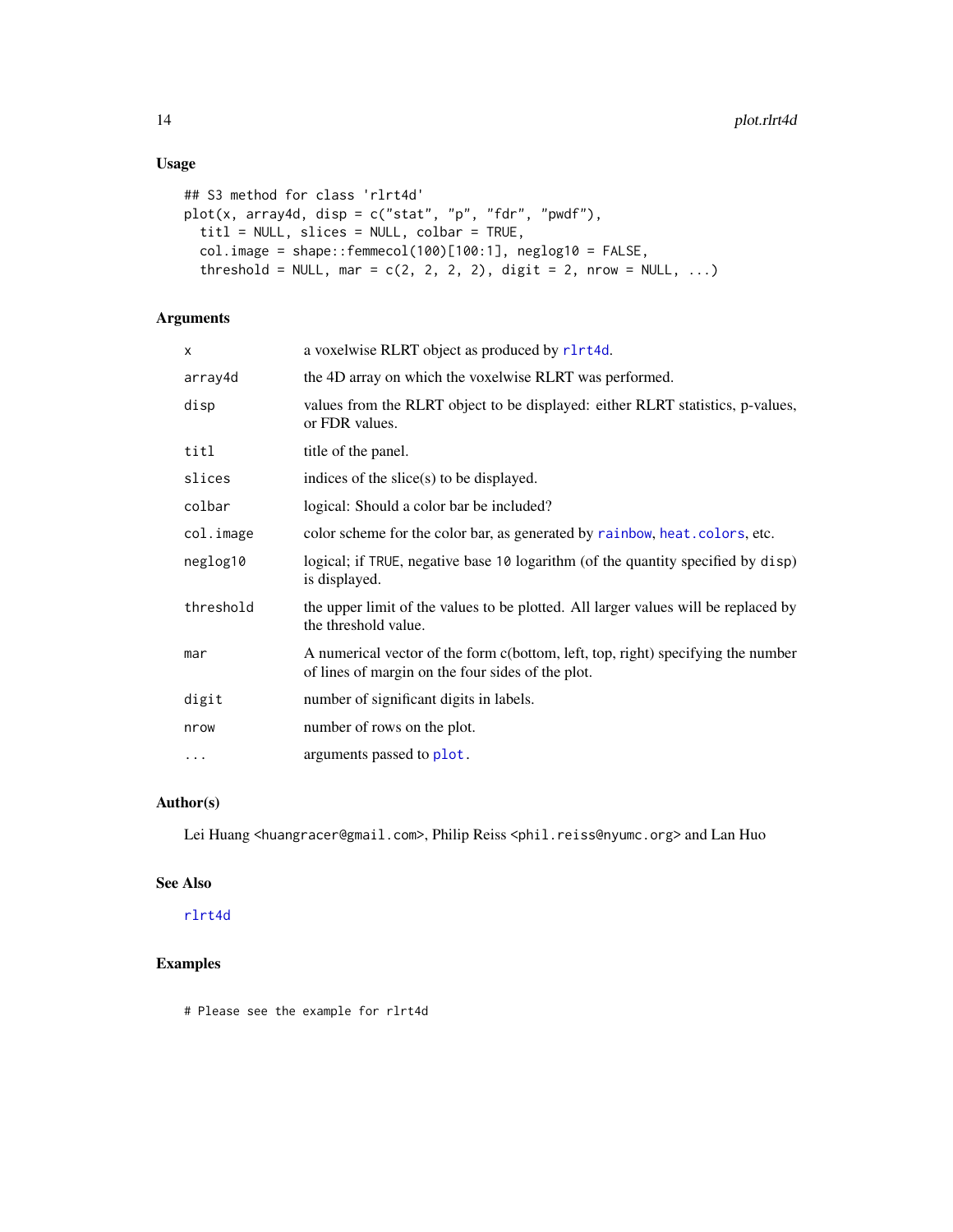## Usage

```
## S3 method for class 'rlrt4d'
plot(x, array4d, disp = c("stat", "p", "fdr", "pwdf"),
  titl = NULL, slices = NULL, colbar = TRUE,
  col.image = shape::femmecol(100)[100:1], neglog10 = FALSE,
  threshold = NULL, mar = c(2, 2, 2, 2), digit = 2, nrow = NULL, ...)
```

## Arguments

| | |
|---|---|
| x | a voxelwise RLRT object as produced by rlrt4d. |
| array4d | the 4D array on which the voxelwise RLRT was performed. |
| disp | values from the RLRT object to be displayed: either RLRT statistics, p-values, or FDR values. |
| titl | title of the panel. |
| slices | indices of the slice(s) to be displayed. |
| colbar | logical: Should a color bar be included? |
| col.image | color scheme for the color bar, as generated by rainbow, heat.colors, etc. |
| neglog10 | logical; if TRUE, negative base 10 logarithm (of the quantity specified by disp) is displayed. |
| threshold | the upper limit of the values to be plotted. All larger values will be replaced by the threshold value. |
| mar | A numerical vector of the form c(bottom, left, top, right) specifying the number of lines of margin on the four sides of the plot. |
| digit | number of significant digits in labels. |
| nrow | number of rows on the plot. |
| ... | arguments passed to plot. |

## Author(s)

Lei Huang <huangracer@gmail.com>, Philip Reiss <phil.reiss@nyumc.org> and Lan Huo

## See Also

rlrt4d

## Examples

```
# Please see the example for rlrt4d
```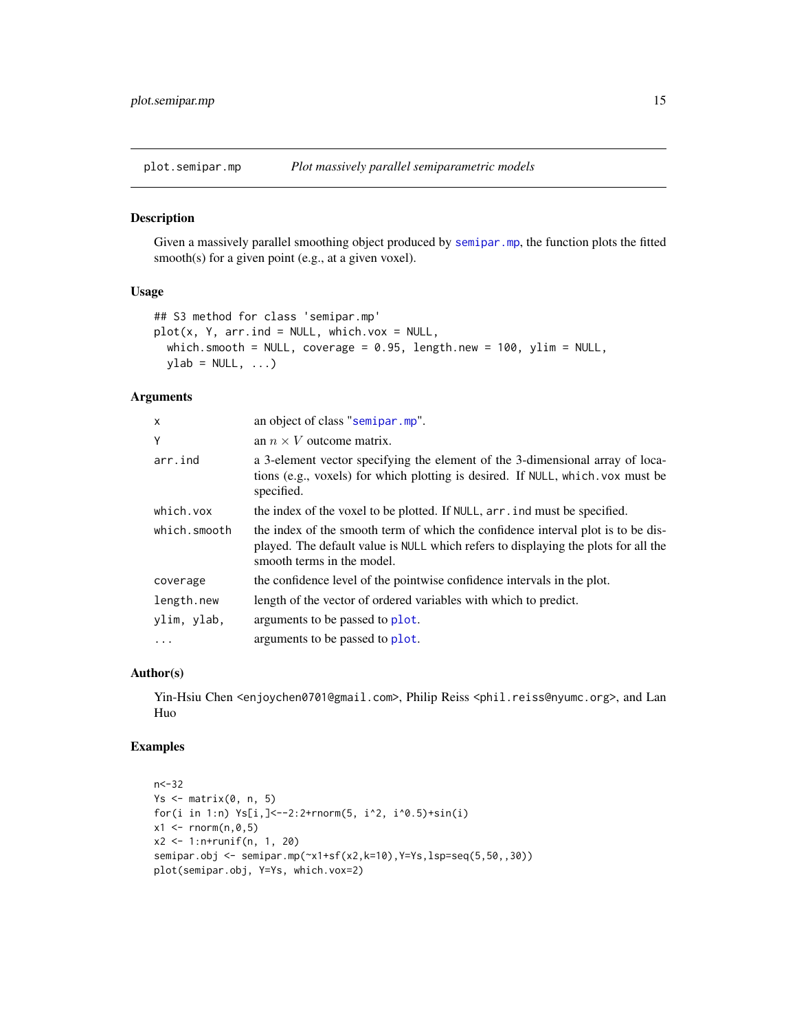plot.semipar.mp *Plot massively parallel semiparametric models*

## Description

Given a massively parallel smoothing object produced by `semipar.mp`, the function plots the fitted smooth(s) for a given point (e.g., at a given voxel).

## Usage

```
## S3 method for class 'semipar.mp'
plot(x, Y, arr.ind = NULL, which.vox = NULL,
  which.smooth = NULL, coverage = 0.95, length.new = 100, ylim = NULL,
  ylab = NULL, ...)
```

## Arguments

| | |
|---|---|
| `x` | an object of class "`semipar.mp`". |
| `Y` | an $n \times V$ outcome matrix. |
| `arr.ind` | a 3-element vector specifying the element of the 3-dimensional array of locations (e.g., voxels) for which plotting is desired. If `NULL`, `which.vox` must be specified. |
| `which.vox` | the index of the voxel to be plotted. If `NULL`, `arr.ind` must be specified. |
| `which.smooth` | the index of the smooth term of which the confidence interval plot is to be displayed. The default value is `NULL` which refers to displaying the plots for all the smooth terms in the model. |
| `coverage` | the confidence level of the pointwise confidence intervals in the plot. |
| `length.new` | length of the vector of ordered variables with which to predict. |
| `ylim, ylab,` | arguments to be passed to `plot`. |
| `...` | arguments to be passed to `plot`. |

## Author(s)

Yin-Hsiu Chen <enjoychen0701@gmail.com>, Philip Reiss <phil.reiss@nyumc.org>, and Lan Huo

## Examples

```
n<-32
Ys <- matrix(0, n, 5)
for(i in 1:n) Ys[i,]<--2:2+rnorm(5, i^2, i^0.5)+sin(i)
x1 <- rnorm(n,0,5)
x2 <- 1:n+runif(n, 1, 20)
semipar.obj <- semipar.mp(~x1+sf(x2,k=10),Y=Ys,lsp=seq(5,50,,30))
plot(semipar.obj, Y=Ys, which.vox=2)
```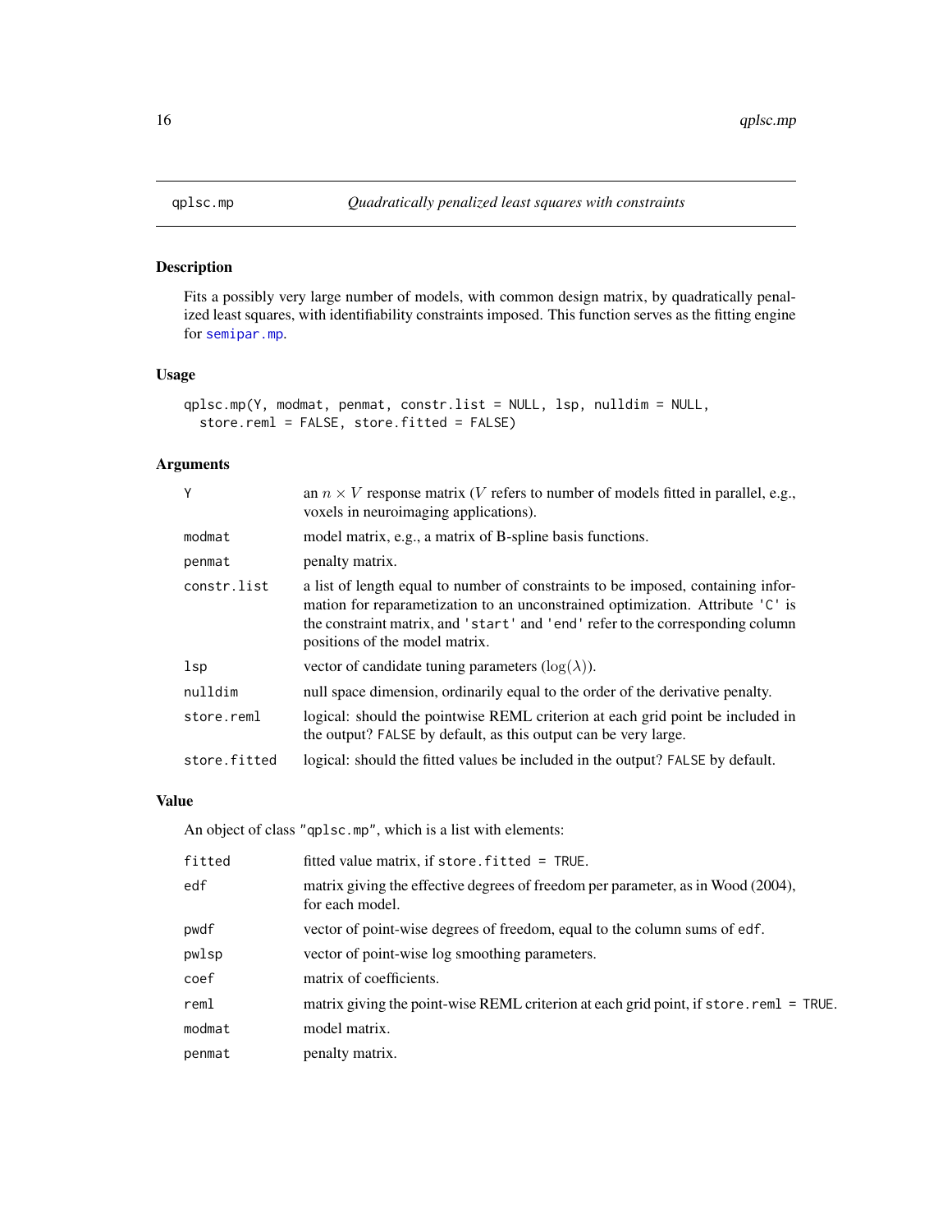# qplsc.mp    *Quadratically penalized least squares with constraints*

## Description

Fits a possibly very large number of models, with common design matrix, by quadratically penalized least squares, with identifiability constraints imposed. This function serves as the fitting engine for `semipar.mp`.

## Usage

```
qplsc.mp(Y, modmat, penmat, constr.list = NULL, lsp, nulldim = NULL,
  store.reml = FALSE, store.fitted = FALSE)
```

## Arguments

| | |
|---|---|
| `Y` | an $n \times V$ response matrix ($V$ refers to number of models fitted in parallel, e.g., voxels in neuroimaging applications). |
| `modmat` | model matrix, e.g., a matrix of B-spline basis functions. |
| `penmat` | penalty matrix. |
| `constr.list` | a list of length equal to number of constraints to be imposed, containing information for reparametization to an unconstrained optimization. Attribute `'C'` is the constraint matrix, and `'start'` and `'end'` refer to the corresponding column positions of the model matrix. |
| `lsp` | vector of candidate tuning parameters ($\log(\lambda)$). |
| `nulldim` | null space dimension, ordinarily equal to the order of the derivative penalty. |
| `store.reml` | logical: should the pointwise REML criterion at each grid point be included in the output? `FALSE` by default, as this output can be very large. |
| `store.fitted` | logical: should the fitted values be included in the output? `FALSE` by default. |

## Value

An object of class `"qplsc.mp"`, which is a list with elements:

| | |
|---|---|
| `fitted` | fitted value matrix, if `store.fitted = TRUE`. |
| `edf` | matrix giving the effective degrees of freedom per parameter, as in Wood (2004), for each model. |
| `pwdf` | vector of point-wise degrees of freedom, equal to the column sums of `edf`. |
| `pwlsp` | vector of point-wise log smoothing parameters. |
| `coef` | matrix of coefficients. |
| `reml` | matrix giving the point-wise REML criterion at each grid point, if `store.reml = TRUE`. |
| `modmat` | model matrix. |
| `penmat` | penalty matrix. |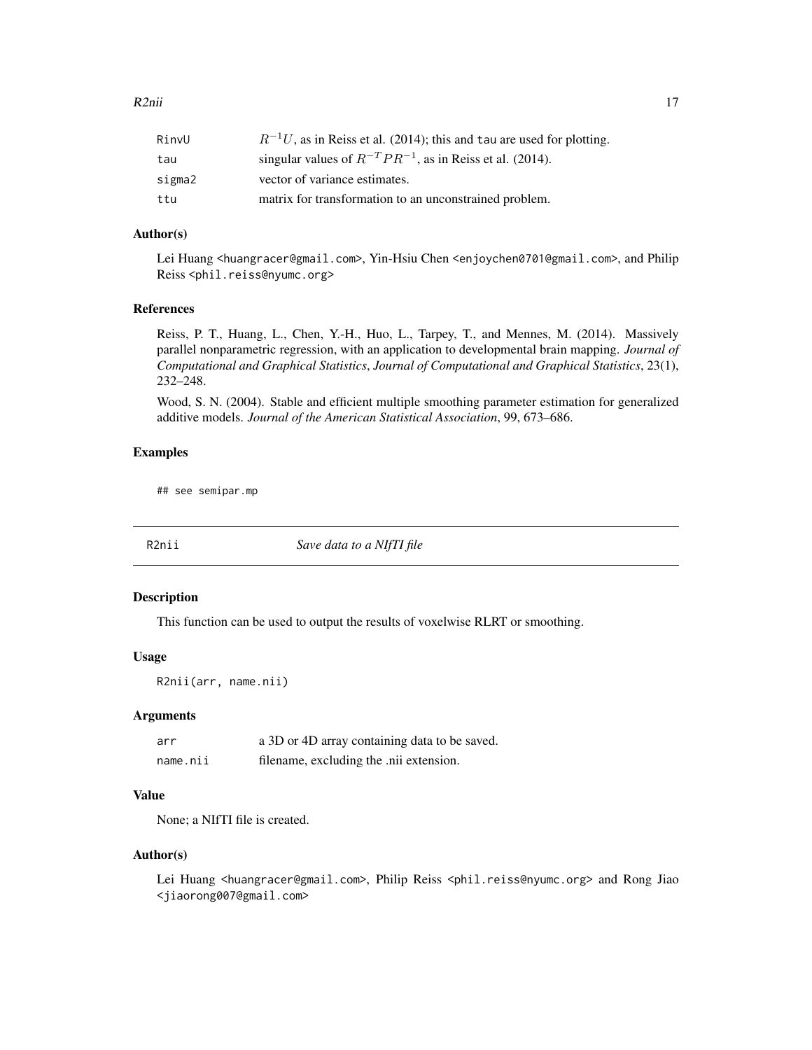| | |
|---|---|
| RinvU | $R^{-1}U$, as in Reiss et al. (2014); this and tau are used for plotting. |
| tau | singular values of $R^{-T}PR^{-1}$, as in Reiss et al. (2014). |
| sigma2 | vector of variance estimates. |
| ttu | matrix for transformation to an unconstrained problem. |

### Author(s)

Lei Huang <huangracer@gmail.com>, Yin-Hsiu Chen <enjoychen0701@gmail.com>, and Philip Reiss <phil.reiss@nyumc.org>

### References

Reiss, P. T., Huang, L., Chen, Y.-H., Huo, L., Tarpey, T., and Mennes, M. (2014). Massively parallel nonparametric regression, with an application to developmental brain mapping. *Journal of Computational and Graphical Statistics*, *Journal of Computational and Graphical Statistics*, 23(1), 232–248.

Wood, S. N. (2004). Stable and efficient multiple smoothing parameter estimation for generalized additive models. *Journal of the American Statistical Association*, 99, 673–686.

### Examples

```
## see semipar.mp
```

---

## R2nii — *Save data to a NIfTI file*

### Description

This function can be used to output the results of voxelwise RLRT or smoothing.

### Usage

```
R2nii(arr, name.nii)
```

### Arguments

| | |
|---|---|
| arr | a 3D or 4D array containing data to be saved. |
| name.nii | filename, excluding the .nii extension. |

### Value

None; a NIfTI file is created.

### Author(s)

Lei Huang <huangracer@gmail.com>, Philip Reiss <phil.reiss@nyumc.org> and Rong Jiao <jiaorong007@gmail.com>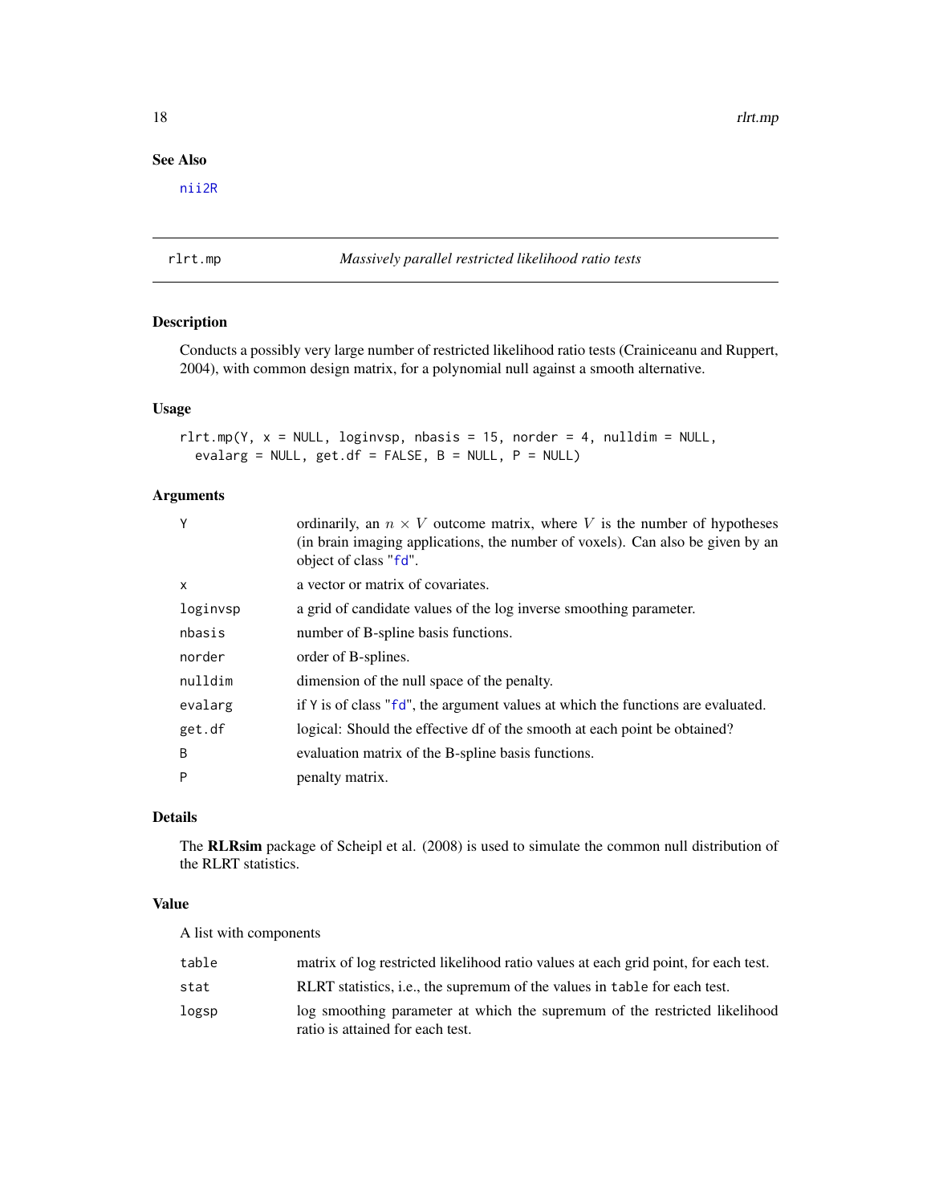## See Also

nii2R

---

# rlrt.mp — *Massively parallel restricted likelihood ratio tests*

---

### Description

Conducts a possibly very large number of restricted likelihood ratio tests (Crainiceanu and Ruppert, 2004), with common design matrix, for a polynomial null against a smooth alternative.

### Usage

```
rlrt.mp(Y, x = NULL, loginvsp, nbasis = 15, norder = 4, nulldim = NULL,
  evalarg = NULL, get.df = FALSE, B = NULL, P = NULL)
```

### Arguments

| | |
|---|---|
| Y | ordinarily, an $n \times V$ outcome matrix, where $V$ is the number of hypotheses (in brain imaging applications, the number of voxels). Can also be given by an object of class "fd". |
| x | a vector or matrix of covariates. |
| loginvsp | a grid of candidate values of the log inverse smoothing parameter. |
| nbasis | number of B-spline basis functions. |
| norder | order of B-splines. |
| nulldim | dimension of the null space of the penalty. |
| evalarg | if Y is of class "fd", the argument values at which the functions are evaluated. |
| get.df | logical: Should the effective df of the smooth at each point be obtained? |
| B | evaluation matrix of the B-spline basis functions. |
| P | penalty matrix. |

### Details

The **RLRsim** package of Scheipl et al. (2008) is used to simulate the common null distribution of the RLRT statistics.

### Value

A list with components

| | |
|---|---|
| table | matrix of log restricted likelihood ratio values at each grid point, for each test. |
| stat | RLRT statistics, i.e., the supremum of the values in table for each test. |
| logsp | log smoothing parameter at which the supremum of the restricted likelihood ratio is attained for each test. |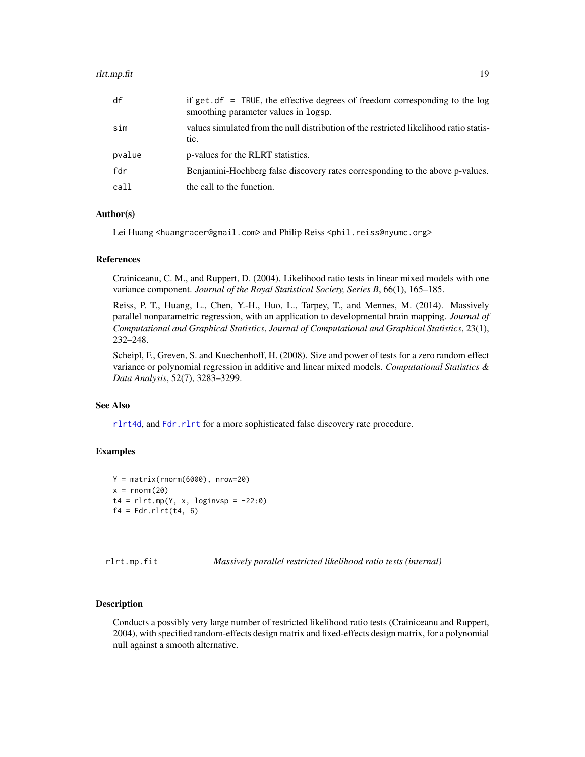| | |
|---|---|
| `df` | if `get.df = TRUE`, the effective degrees of freedom corresponding to the log smoothing parameter values in `logsp`. |
| `sim` | values simulated from the null distribution of the restricted likelihood ratio statistic. |
| `pvalue` | p-values for the RLRT statistics. |
| `fdr` | Benjamini-Hochberg false discovery rates corresponding to the above p-values. |
| `call` | the call to the function. |

### Author(s)

Lei Huang <huangracer@gmail.com> and Philip Reiss <phil.reiss@nyumc.org>

### References

Crainiceanu, C. M., and Ruppert, D. (2004). Likelihood ratio tests in linear mixed models with one variance component. *Journal of the Royal Statistical Society, Series B*, 66(1), 165–185.

Reiss, P. T., Huang, L., Chen, Y.-H., Huo, L., Tarpey, T., and Mennes, M. (2014). Massively parallel nonparametric regression, with an application to developmental brain mapping. *Journal of Computational and Graphical Statistics*, *Journal of Computational and Graphical Statistics*, 23(1), 232–248.

Scheipl, F., Greven, S. and Kuechenhoff, H. (2008). Size and power of tests for a zero random effect variance or polynomial regression in additive and linear mixed models. *Computational Statistics & Data Analysis*, 52(7), 3283–3299.

### See Also

rlrt4d, and Fdr.rlrt for a more sophisticated false discovery rate procedure.

### Examples

```
Y = matrix(rnorm(6000), nrow=20)
x = rnorm(20)
t4 = rlrt.mp(Y, x, loginvsp = -22:0)
f4 = Fdr.rlrt(t4, 6)
```

---

## rlrt.mp.fit — *Massively parallel restricted likelihood ratio tests (internal)*

### Description

Conducts a possibly very large number of restricted likelihood ratio tests (Crainiceanu and Ruppert, 2004), with specified random-effects design matrix and fixed-effects design matrix, for a polynomial null against a smooth alternative.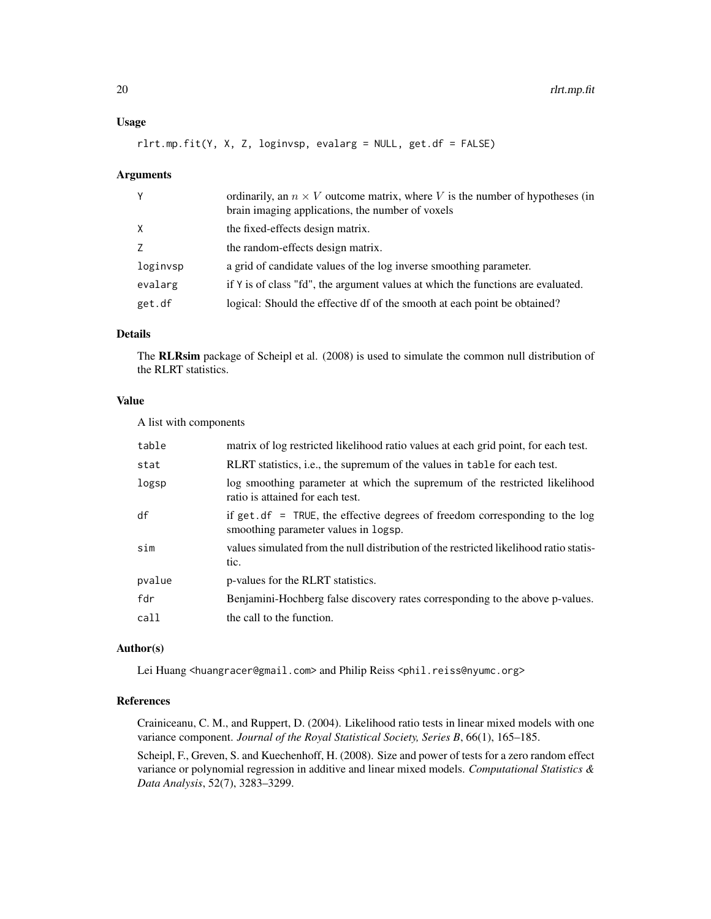## Usage

```
rlrt.mp.fit(Y, X, Z, loginvsp, evalarg = NULL, get.df = FALSE)
```

## Arguments

| | |
|---|---|
| Y | ordinarily, an $n \times V$ outcome matrix, where $V$ is the number of hypotheses (in brain imaging applications, the number of voxels |
| X | the fixed-effects design matrix. |
| Z | the random-effects design matrix. |
| loginvsp | a grid of candidate values of the log inverse smoothing parameter. |
| evalarg | if Y is of class "fd", the argument values at which the functions are evaluated. |
| get.df | logical: Should the effective df of the smooth at each point be obtained? |

## Details

The **RLRsim** package of Scheipl et al. (2008) is used to simulate the common null distribution of the RLRT statistics.

## Value

A list with components

| | |
|---|---|
| table | matrix of log restricted likelihood ratio values at each grid point, for each test. |
| stat | RLRT statistics, i.e., the supremum of the values in table for each test. |
| logsp | log smoothing parameter at which the supremum of the restricted likelihood ratio is attained for each test. |
| df | if get.df = TRUE, the effective degrees of freedom corresponding to the log smoothing parameter values in logsp. |
| sim | values simulated from the null distribution of the restricted likelihood ratio statistic. |
| pvalue | p-values for the RLRT statistics. |
| fdr | Benjamini-Hochberg false discovery rates corresponding to the above p-values. |
| call | the call to the function. |

## Author(s)

Lei Huang <huangracer@gmail.com> and Philip Reiss <phil.reiss@nyumc.org>

## References

Crainiceanu, C. M., and Ruppert, D. (2004). Likelihood ratio tests in linear mixed models with one variance component. *Journal of the Royal Statistical Society, Series B*, 66(1), 165–185.

Scheipl, F., Greven, S. and Kuechenhoff, H. (2008). Size and power of tests for a zero random effect variance or polynomial regression in additive and linear mixed models. *Computational Statistics & Data Analysis*, 52(7), 3283–3299.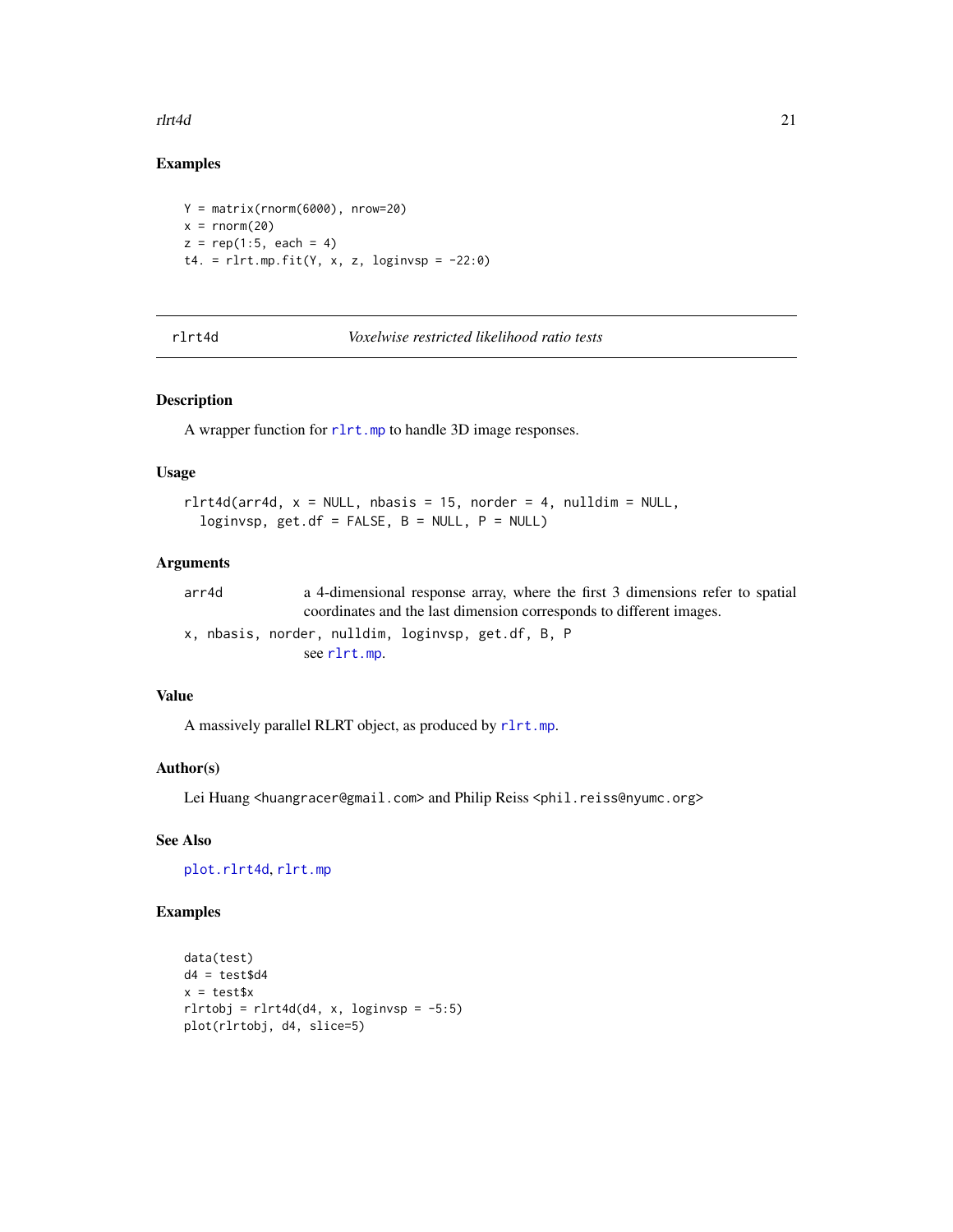## Examples

```
Y = matrix(rnorm(6000), nrow=20)
x = rnorm(20)
z = rep(1:5, each = 4)
t4. = rlrt.mp.fit(Y, x, z, loginvsp = -22:0)
```

---

# rlrt4d *Voxelwise restricted likelihood ratio tests*

---

## Description

A wrapper function for rlrt.mp to handle 3D image responses.

## Usage

```
rlrt4d(arr4d, x = NULL, nbasis = 15, norder = 4, nulldim = NULL,
  loginvsp, get.df = FALSE, B = NULL, P = NULL)
```

## Arguments

| | |
|---|---|
| arr4d | a 4-dimensional response array, where the first 3 dimensions refer to spatial coordinates and the last dimension corresponds to different images. |
| x, nbasis, norder, nulldim, loginvsp, get.df, B, P | see rlrt.mp. |

## Value

A massively parallel RLRT object, as produced by rlrt.mp.

## Author(s)

Lei Huang <huangracer@gmail.com> and Philip Reiss <phil.reiss@nyumc.org>

## See Also

plot.rlrt4d, rlrt.mp

## Examples

```
data(test)
d4 = test$d4
x = test$x
rlrtobj = rlrt4d(d4, x, loginvsp = -5:5)
plot(rlrtobj, d4, slice=5)
```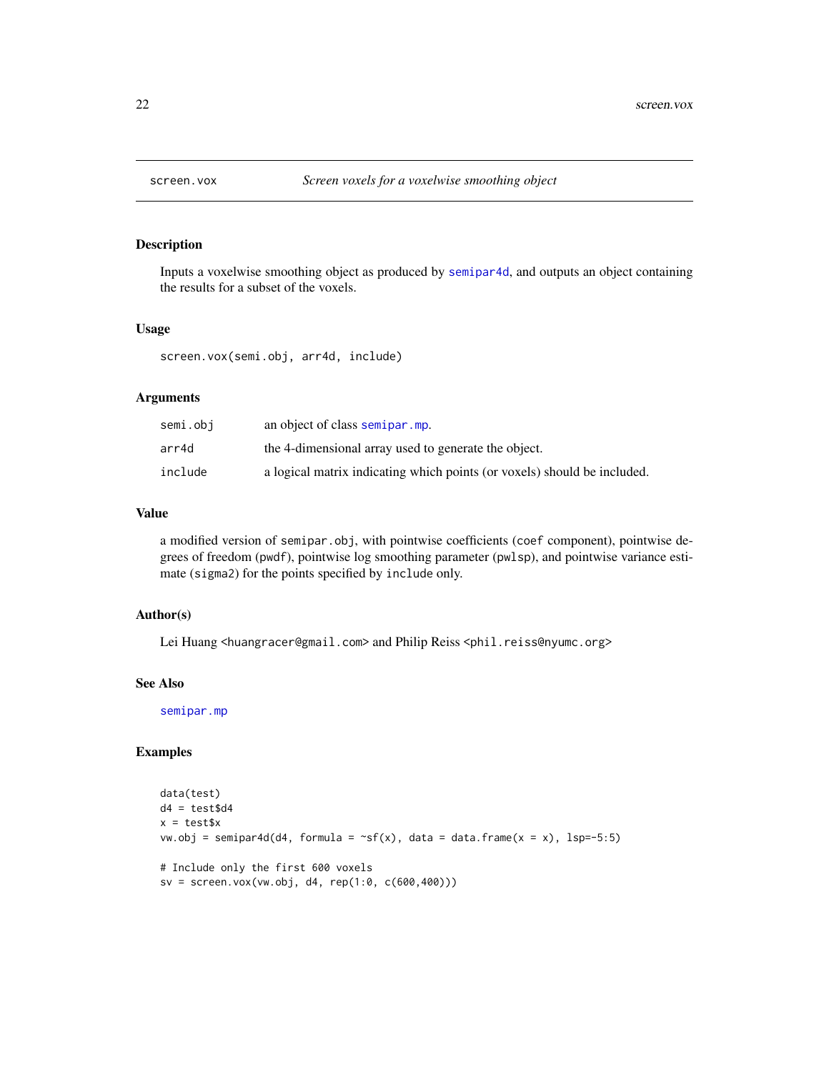# screen.vox *Screen voxels for a voxelwise smoothing object*

## Description

Inputs a voxelwise smoothing object as produced by semipar4d, and outputs an object containing the results for a subset of the voxels.

## Usage

```
screen.vox(semi.obj, arr4d, include)
```

## Arguments

| | |
|---|---|
| semi.obj | an object of class semipar.mp. |
| arr4d | the 4-dimensional array used to generate the object. |
| include | a logical matrix indicating which points (or voxels) should be included. |

## Value

a modified version of semipar.obj, with pointwise coefficients (coef component), pointwise degrees of freedom (pwdf), pointwise log smoothing parameter (pwlsp), and pointwise variance estimate (sigma2) for the points specified by include only.

## Author(s)

Lei Huang <huangracer@gmail.com> and Philip Reiss <phil.reiss@nyumc.org>

## See Also

semipar.mp

## Examples

```
data(test)
d4 = test$d4
x = test$x
vw.obj = semipar4d(d4, formula = ~sf(x), data = data.frame(x = x), lsp=-5:5)

# Include only the first 600 voxels
sv = screen.vox(vw.obj, d4, rep(1:0, c(600,400)))
```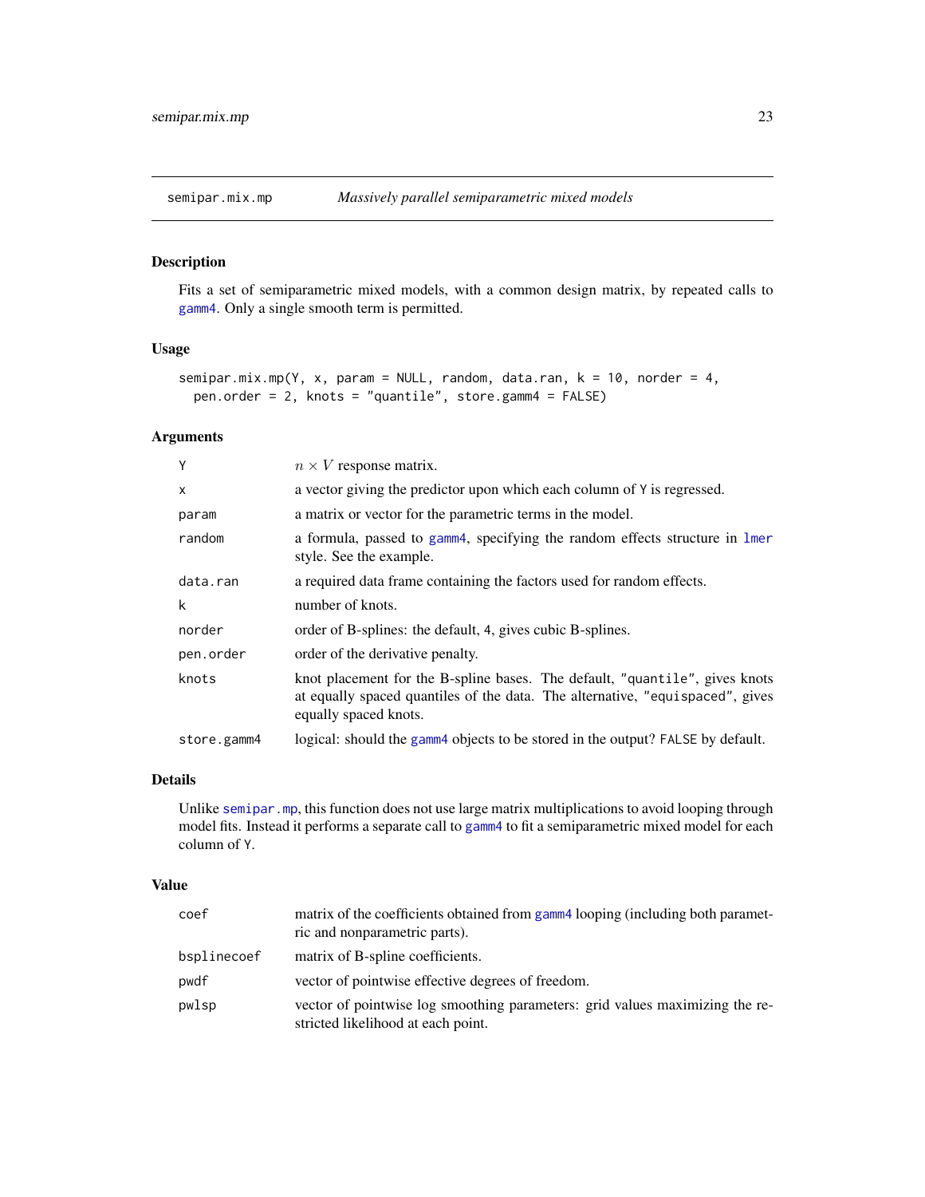## semipar.mix.mp — *Massively parallel semiparametric mixed models*

### Description

Fits a set of semiparametric mixed models, with a common design matrix, by repeated calls to gamm4. Only a single smooth term is permitted.

### Usage

```
semipar.mix.mp(Y, x, param = NULL, random, data.ran, k = 10, norder = 4,
  pen.order = 2, knots = "quantile", store.gamm4 = FALSE)
```

### Arguments

| | |
|---|---|
| `Y` | $n \times V$ response matrix. |
| `x` | a vector giving the predictor upon which each column of `Y` is regressed. |
| `param` | a matrix or vector for the parametric terms in the model. |
| `random` | a formula, passed to gamm4, specifying the random effects structure in lmer style. See the example. |
| `data.ran` | a required data frame containing the factors used for random effects. |
| `k` | number of knots. |
| `norder` | order of B-splines: the default, 4, gives cubic B-splines. |
| `pen.order` | order of the derivative penalty. |
| `knots` | knot placement for the B-spline bases. The default, `"quantile"`, gives knots at equally spaced quantiles of the data. The alternative, `"equispaced"`, gives equally spaced knots. |
| `store.gamm4` | logical: should the gamm4 objects to be stored in the output? `FALSE` by default. |

### Details

Unlike semipar.mp, this function does not use large matrix multiplications to avoid looping through model fits. Instead it performs a separate call to gamm4 to fit a semiparametric mixed model for each column of `Y`.

### Value

| | |
|---|---|
| `coef` | matrix of the coefficients obtained from gamm4 looping (including both parametric and nonparametric parts). |
| `bsplinecoef` | matrix of B-spline coefficients. |
| `pwdf` | vector of pointwise effective degrees of freedom. |
| `pwlsp` | vector of pointwise log smoothing parameters: grid values maximizing the restricted likelihood at each point. |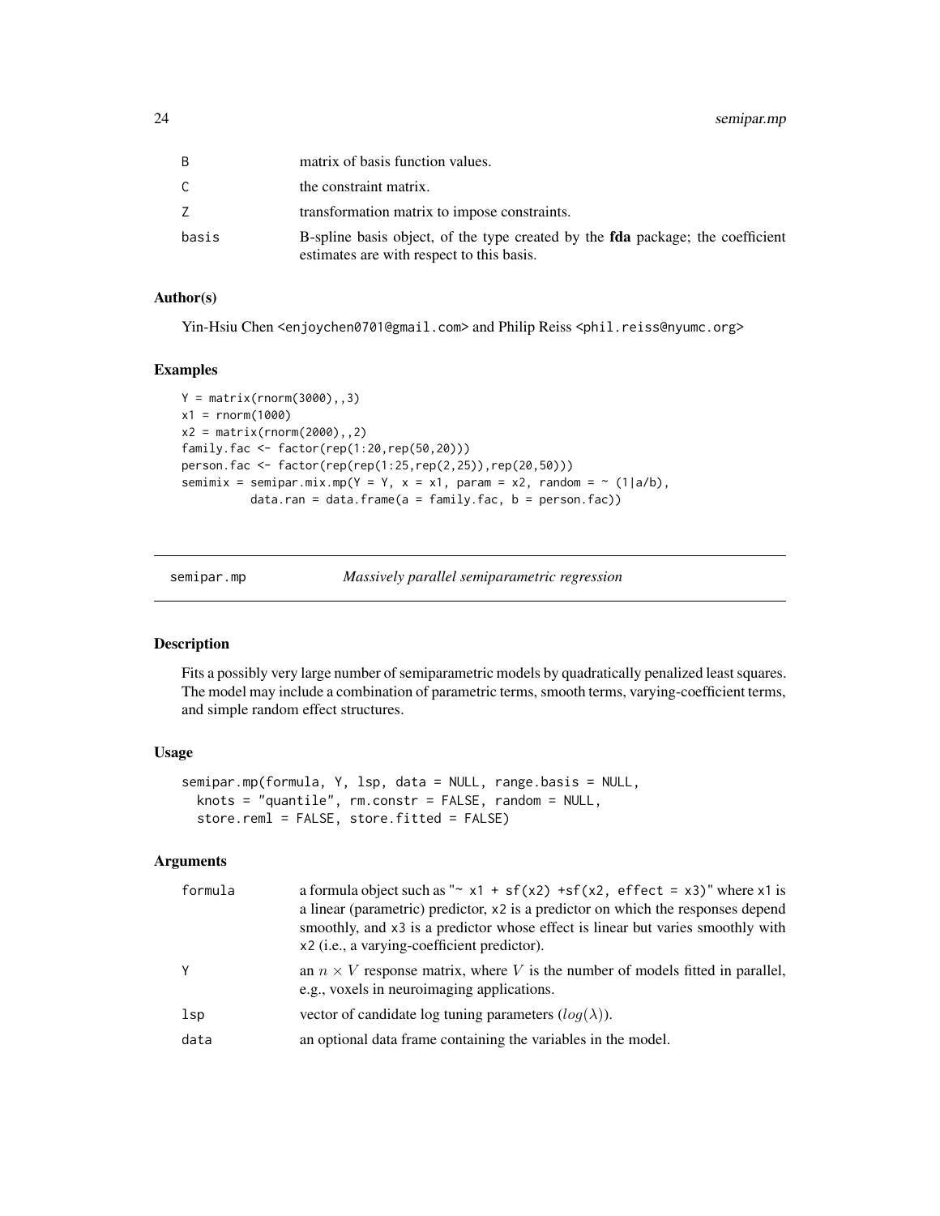| | |
|---|---|
| B | matrix of basis function values. |
| C | the constraint matrix. |
| Z | transformation matrix to impose constraints. |
| basis | B-spline basis object, of the type created by the **fda** package; the coefficient estimates are with respect to this basis. |

### Author(s)

Yin-Hsiu Chen <enjoychen0701@gmail.com> and Philip Reiss <phil.reiss@nyumc.org>

### Examples

```
Y = matrix(rnorm(3000),,3)
x1 = rnorm(1000)
x2 = matrix(rnorm(2000),,2)
family.fac <- factor(rep(1:20,rep(50,20)))
person.fac <- factor(rep(rep(1:25,rep(2,25)),rep(20,50)))
semimix = semipar.mix.mp(Y = Y, x = x1, param = x2, random = ~ (1|a/b),
          data.ran = data.frame(a = family.fac, b = person.fac))
```

## semipar.mp — *Massively parallel semiparametric regression*

### Description

Fits a possibly very large number of semiparametric models by quadratically penalized least squares. The model may include a combination of parametric terms, smooth terms, varying-coefficient terms, and simple random effect structures.

### Usage

```
semipar.mp(formula, Y, lsp, data = NULL, range.basis = NULL,
  knots = "quantile", rm.constr = FALSE, random = NULL,
  store.reml = FALSE, store.fitted = FALSE)
```

### Arguments

| | |
|---|---|
| formula | a formula object such as "~ x1 + sf(x2) +sf(x2, effect = x3)" where x1 is a linear (parametric) predictor, x2 is a predictor on which the responses depend smoothly, and x3 is a predictor whose effect is linear but varies smoothly with x2 (i.e., a varying-coefficient predictor). |
| Y | an $n \times V$ response matrix, where $V$ is the number of models fitted in parallel, e.g., voxels in neuroimaging applications. |
| lsp | vector of candidate log tuning parameters ($log(\lambda)$). |
| data | an optional data frame containing the variables in the model. |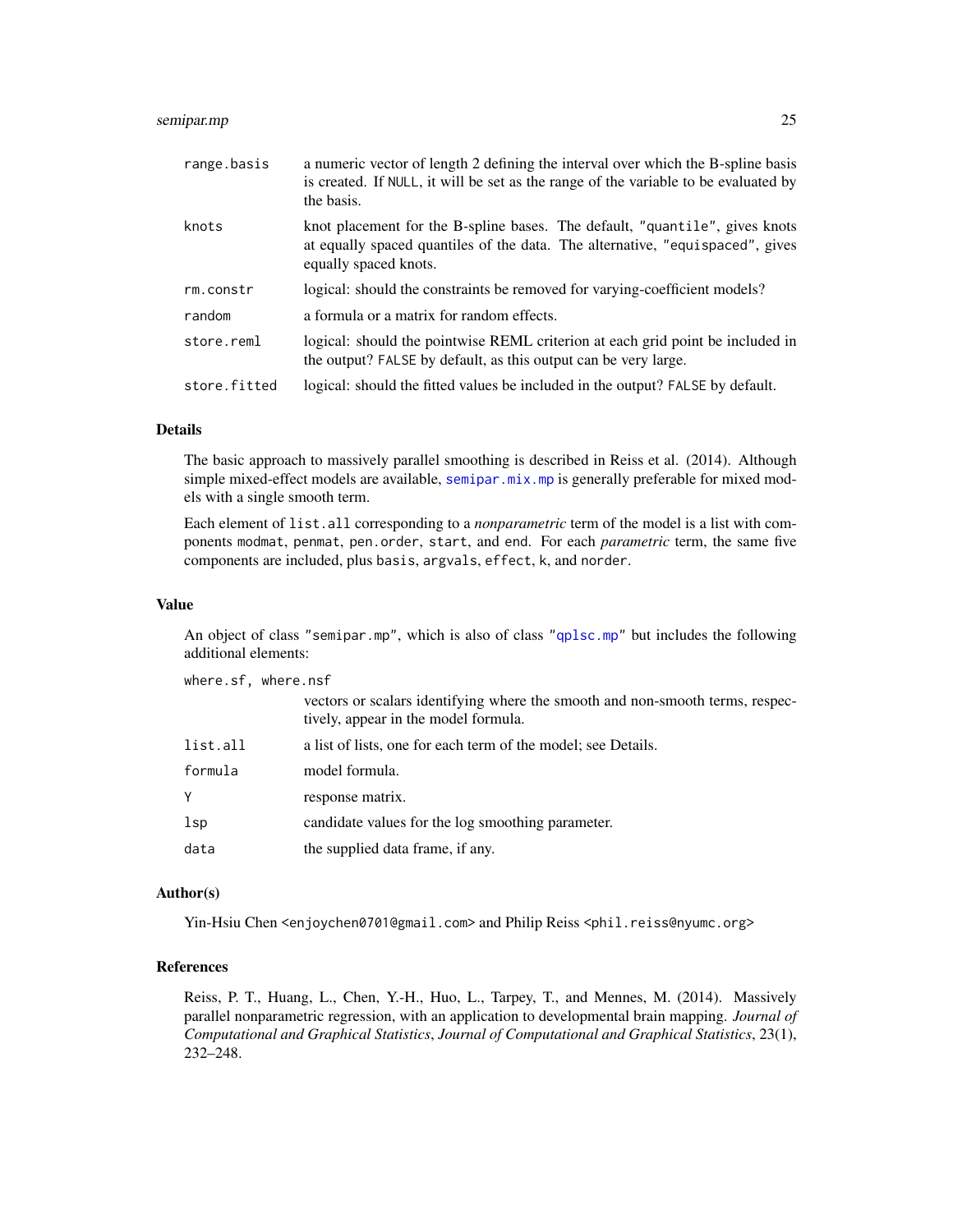| | |
|---|---|
| `range.basis` | a numeric vector of length 2 defining the interval over which the B-spline basis is created. If `NULL`, it will be set as the range of the variable to be evaluated by the basis. |
| `knots` | knot placement for the B-spline bases. The default, `"quantile"`, gives knots at equally spaced quantiles of the data. The alternative, `"equispaced"`, gives equally spaced knots. |
| `rm.constr` | logical: should the constraints be removed for varying-coefficient models? |
| `random` | a formula or a matrix for random effects. |
| `store.reml` | logical: should the pointwise REML criterion at each grid point be included in the output? `FALSE` by default, as this output can be very large. |
| `store.fitted` | logical: should the fitted values be included in the output? `FALSE` by default. |

## Details

The basic approach to massively parallel smoothing is described in Reiss et al. (2014). Although simple mixed-effect models are available, `semipar.mix.mp` is generally preferable for mixed models with a single smooth term.

Each element of `list.all` corresponding to a *nonparametric* term of the model is a list with components `modmat`, `penmat`, `pen.order`, `start`, and `end`. For each *parametric* term, the same five components are included, plus `basis`, `argvals`, `effect`, `k`, and `norder`.

## Value

An object of class `"semipar.mp"`, which is also of class `"qplsc.mp"` but includes the following additional elements:

| | |
|---|---|
| `where.sf, where.nsf` | vectors or scalars identifying where the smooth and non-smooth terms, respectively, appear in the model formula. |
| `list.all` | a list of lists, one for each term of the model; see Details. |
| `formula` | model formula. |
| `Y` | response matrix. |
| `lsp` | candidate values for the log smoothing parameter. |
| `data` | the supplied data frame, if any. |

## Author(s)

Yin-Hsiu Chen <`enjoychen0701@gmail.com`> and Philip Reiss <`phil.reiss@nyumc.org`>

## References

Reiss, P. T., Huang, L., Chen, Y.-H., Huo, L., Tarpey, T., and Mennes, M. (2014). Massively parallel nonparametric regression, with an application to developmental brain mapping. *Journal of Computational and Graphical Statistics*, *Journal of Computational and Graphical Statistics*, 23(1), 232–248.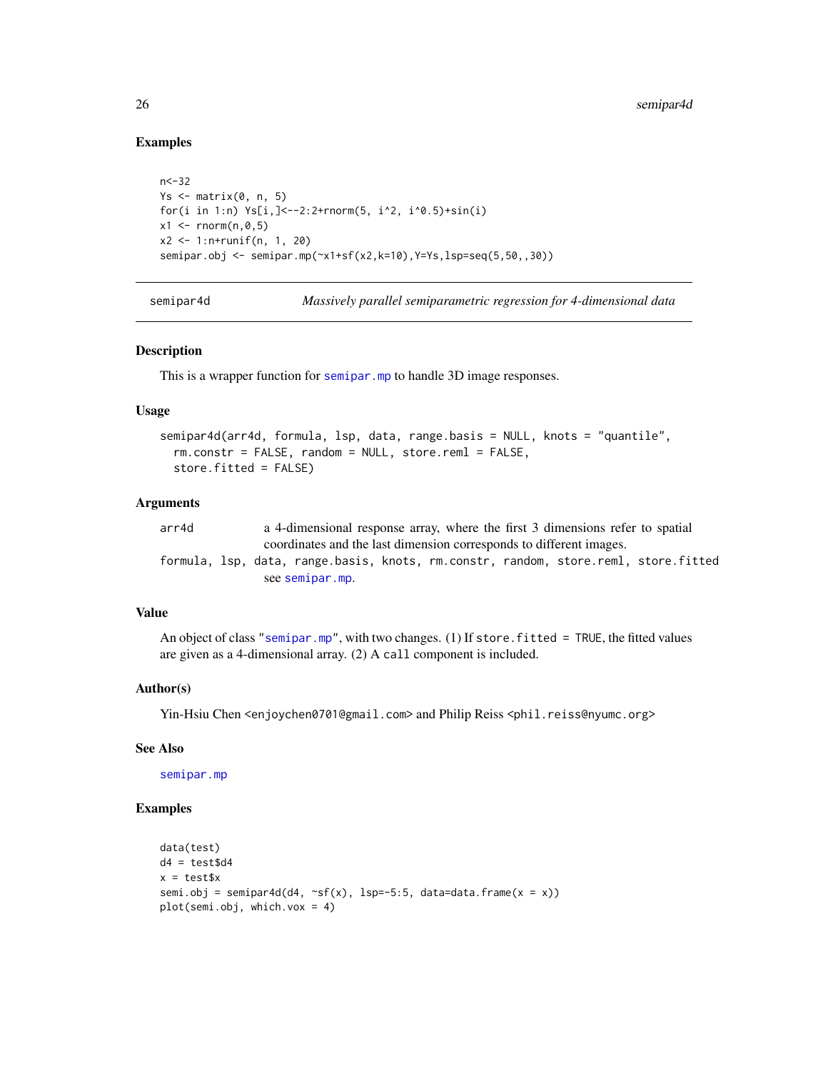## Examples

```
n<-32
Ys <- matrix(0, n, 5)
for(i in 1:n) Ys[i,]<--2:2+rnorm(5, i^2, i^0.5)+sin(i)
x1 <- rnorm(n,0,5)
x2 <- 1:n+runif(n, 1, 20)
semipar.obj <- semipar.mp(~x1+sf(x2,k=10),Y=Ys,lsp=seq(5,50,,30))
```

---

# semipar4d — *Massively parallel semiparametric regression for 4-dimensional data*

---

## Description

This is a wrapper function for semipar.mp to handle 3D image responses.

## Usage

```
semipar4d(arr4d, formula, lsp, data, range.basis = NULL, knots = "quantile",
  rm.constr = FALSE, random = NULL, store.reml = FALSE,
  store.fitted = FALSE)
```

## Arguments

| | |
|---|---|
| arr4d | a 4-dimensional response array, where the first 3 dimensions refer to spatial coordinates and the last dimension corresponds to different images. |
| formula, lsp, data, range.basis, knots, rm.constr, random, store.reml, store.fitted | see semipar.mp. |

## Value

An object of class "semipar.mp", with two changes. (1) If store.fitted = TRUE, the fitted values are given as a 4-dimensional array. (2) A call component is included.

## Author(s)

Yin-Hsiu Chen <enjoychen0701@gmail.com> and Philip Reiss <phil.reiss@nyumc.org>

## See Also

semipar.mp

## Examples

```
data(test)
d4 = test$d4
x = test$x
semi.obj = semipar4d(d4, ~sf(x), lsp=-5:5, data=data.frame(x = x))
plot(semi.obj, which.vox = 4)
```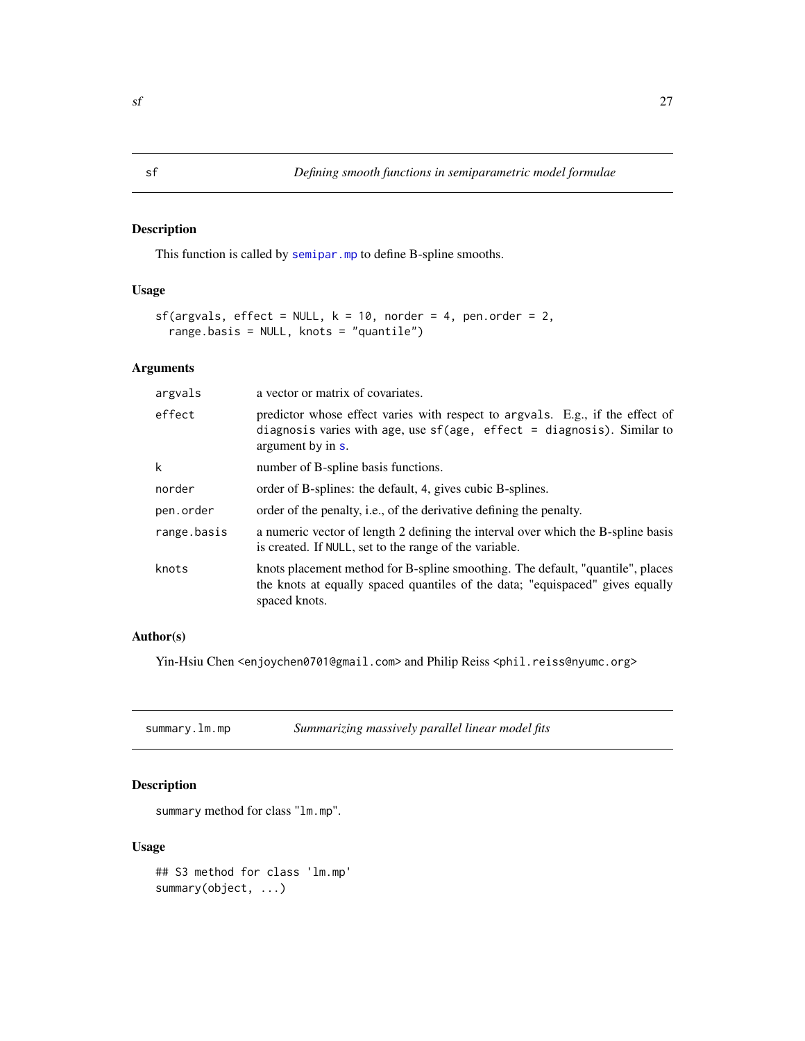## sf — *Defining smooth functions in semiparametric model formulae*

### Description

This function is called by semipar.mp to define B-spline smooths.

### Usage

```
sf(argvals, effect = NULL, k = 10, norder = 4, pen.order = 2,
  range.basis = NULL, knots = "quantile")
```

### Arguments

| | |
|---|---|
| argvals | a vector or matrix of covariates. |
| effect | predictor whose effect varies with respect to argvals. E.g., if the effect of diagnosis varies with age, use sf(age, effect = diagnosis). Similar to argument by in s. |
| k | number of B-spline basis functions. |
| norder | order of B-splines: the default, 4, gives cubic B-splines. |
| pen.order | order of the penalty, i.e., of the derivative defining the penalty. |
| range.basis | a numeric vector of length 2 defining the interval over which the B-spline basis is created. If NULL, set to the range of the variable. |
| knots | knots placement method for B-spline smoothing. The default, "quantile", places the knots at equally spaced quantiles of the data; "equispaced" gives equally spaced knots. |

### Author(s)

Yin-Hsiu Chen <enjoychen0701@gmail.com> and Philip Reiss <phil.reiss@nyumc.org>

## summary.lm.mp — *Summarizing massively parallel linear model fits*

### Description

summary method for class "lm.mp".

### Usage

```
## S3 method for class 'lm.mp'
summary(object, ...)
```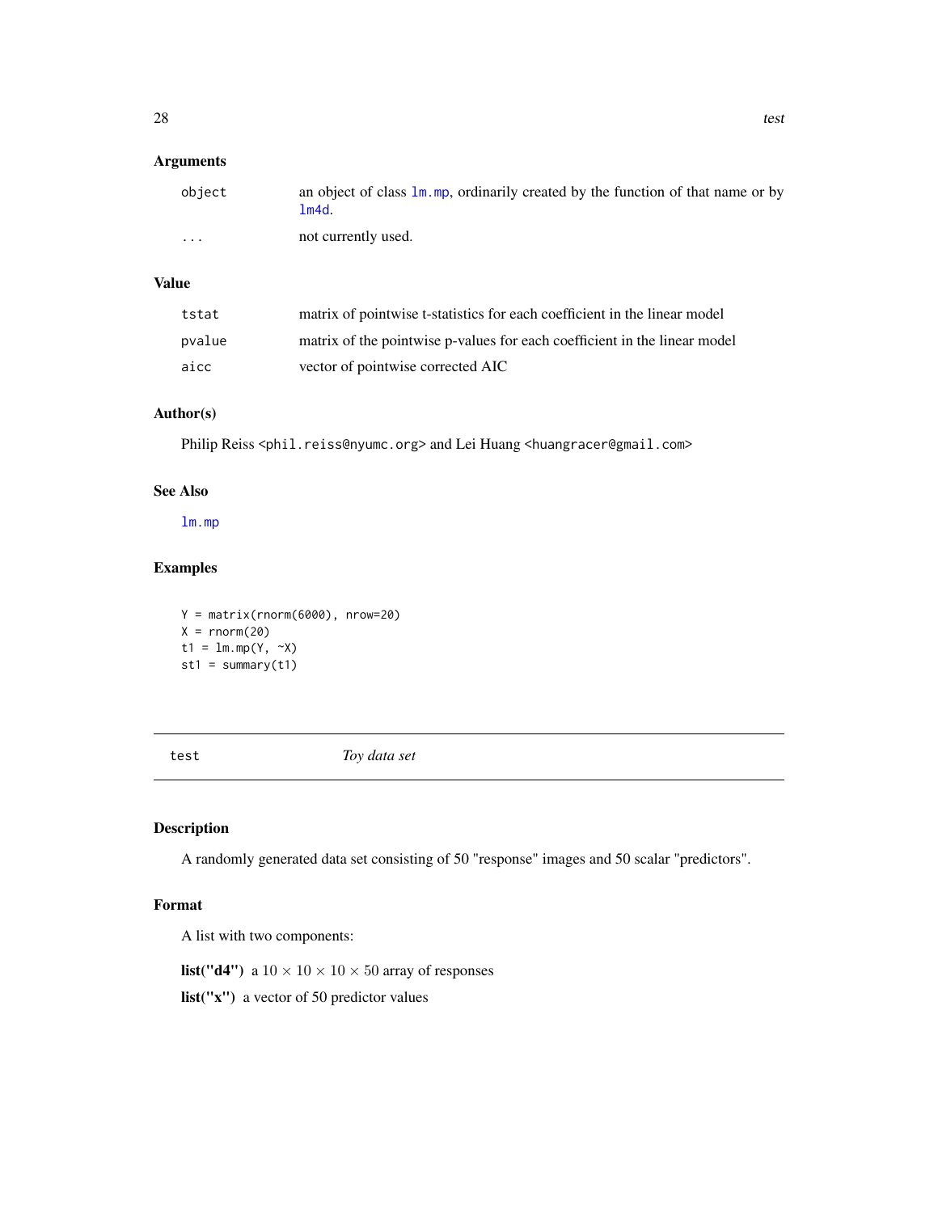## Arguments

| | |
|---|---|
| object | an object of class lm.mp, ordinarily created by the function of that name or by lm4d. |
| ... | not currently used. |

## Value

| | |
|---|---|
| tstat | matrix of pointwise t-statistics for each coefficient in the linear model |
| pvalue | matrix of the pointwise p-values for each coefficient in the linear model |
| aicc | vector of pointwise corrected AIC |

## Author(s)

Philip Reiss <phil.reiss@nyumc.org> and Lei Huang <huangracer@gmail.com>

## See Also

lm.mp

## Examples

```
Y = matrix(rnorm(6000), nrow=20)
X = rnorm(20)
t1 = lm.mp(Y, ~X)
st1 = summary(t1)
```

---

# test *Toy data set*

## Description

A randomly generated data set consisting of 50 "response" images and 50 scalar "predictors".

## Format

A list with two components:

**list("d4")** a $10 \times 10 \times 10 \times 50$ array of responses

**list("x")** a vector of 50 predictor values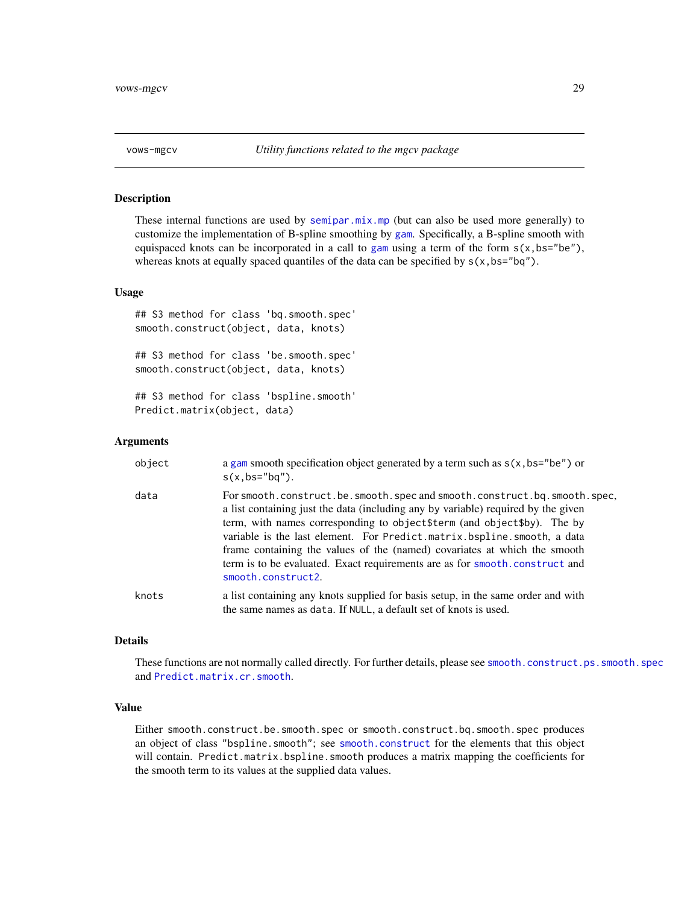## vows-mgcv — *Utility functions related to the mgcv package*

### Description

These internal functions are used by semipar.mix.mp (but can also be used more generally) to customize the implementation of B-spline smoothing by gam. Specifically, a B-spline smooth with equispaced knots can be incorporated in a call to gam using a term of the form `s(x,bs="be")`, whereas knots at equally spaced quantiles of the data can be specified by `s(x,bs="bq")`.

### Usage

```
## S3 method for class 'bq.smooth.spec'
smooth.construct(object, data, knots)

## S3 method for class 'be.smooth.spec'
smooth.construct(object, data, knots)

## S3 method for class 'bspline.smooth'
Predict.matrix(object, data)
```

### Arguments

| | |
|---|---|
| object | a gam smooth specification object generated by a term such as `s(x,bs="be")` or `s(x,bs="bq")`. |
| data | For `smooth.construct.be.smooth.spec` and `smooth.construct.bq.smooth.spec`, a list containing just the data (including any by variable) required by the given term, with names corresponding to `object$term` (and `object$by`). The by variable is the last element. For `Predict.matrix.bspline.smooth`, a data frame containing the values of the (named) covariates at which the smooth term is to be evaluated. Exact requirements are as for smooth.construct and smooth.construct2. |
| knots | a list containing any knots supplied for basis setup, in the same order and with the same names as `data`. If `NULL`, a default set of knots is used. |

### Details

These functions are not normally called directly. For further details, please see smooth.construct.ps.smooth.spec and Predict.matrix.cr.smooth.

### Value

Either `smooth.construct.be.smooth.spec` or `smooth.construct.bq.smooth.spec` produces an object of class `"bspline.smooth"`; see smooth.construct for the elements that this object will contain. `Predict.matrix.bspline.smooth` produces a matrix mapping the coefficients for the smooth term to its values at the supplied data values.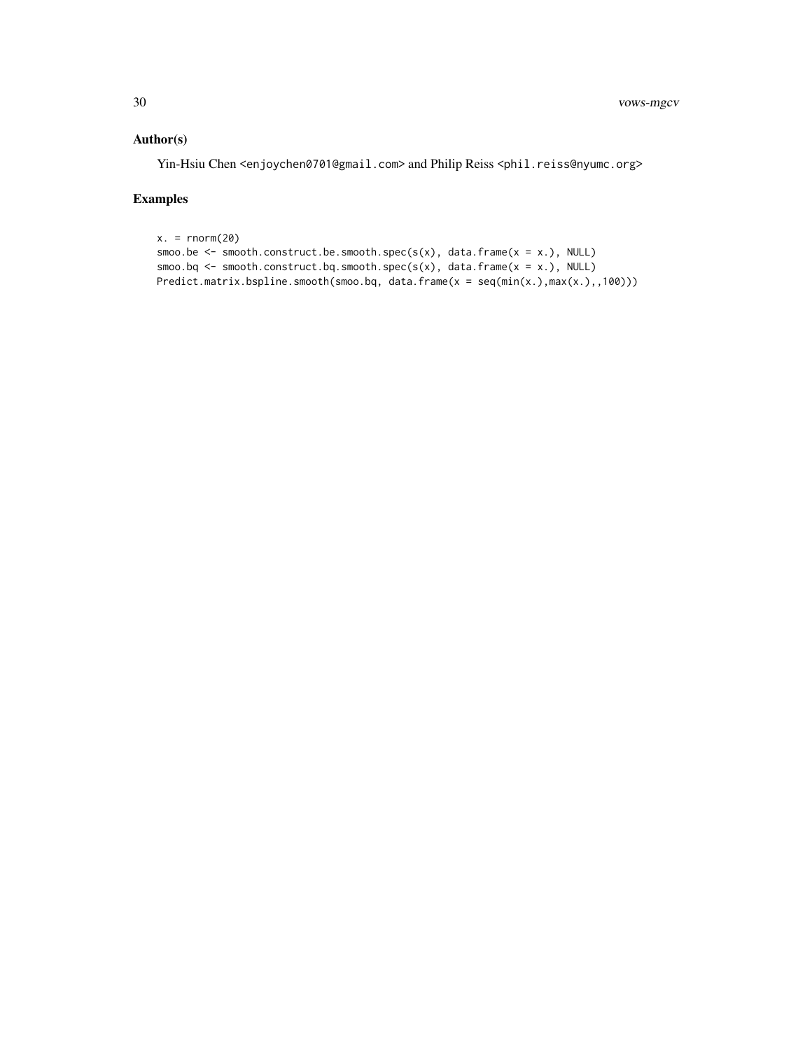## Author(s)

Yin-Hsiu Chen <enjoychen0701@gmail.com> and Philip Reiss <phil.reiss@nyumc.org>

## Examples

```
x. = rnorm(20)
smoo.be <- smooth.construct.be.smooth.spec(s(x), data.frame(x = x.), NULL)
smoo.bq <- smooth.construct.bq.smooth.spec(s(x), data.frame(x = x.), NULL)
Predict.matrix.bspline.smooth(smoo.bq, data.frame(x = seq(min(x.),max(x.),,100)))
```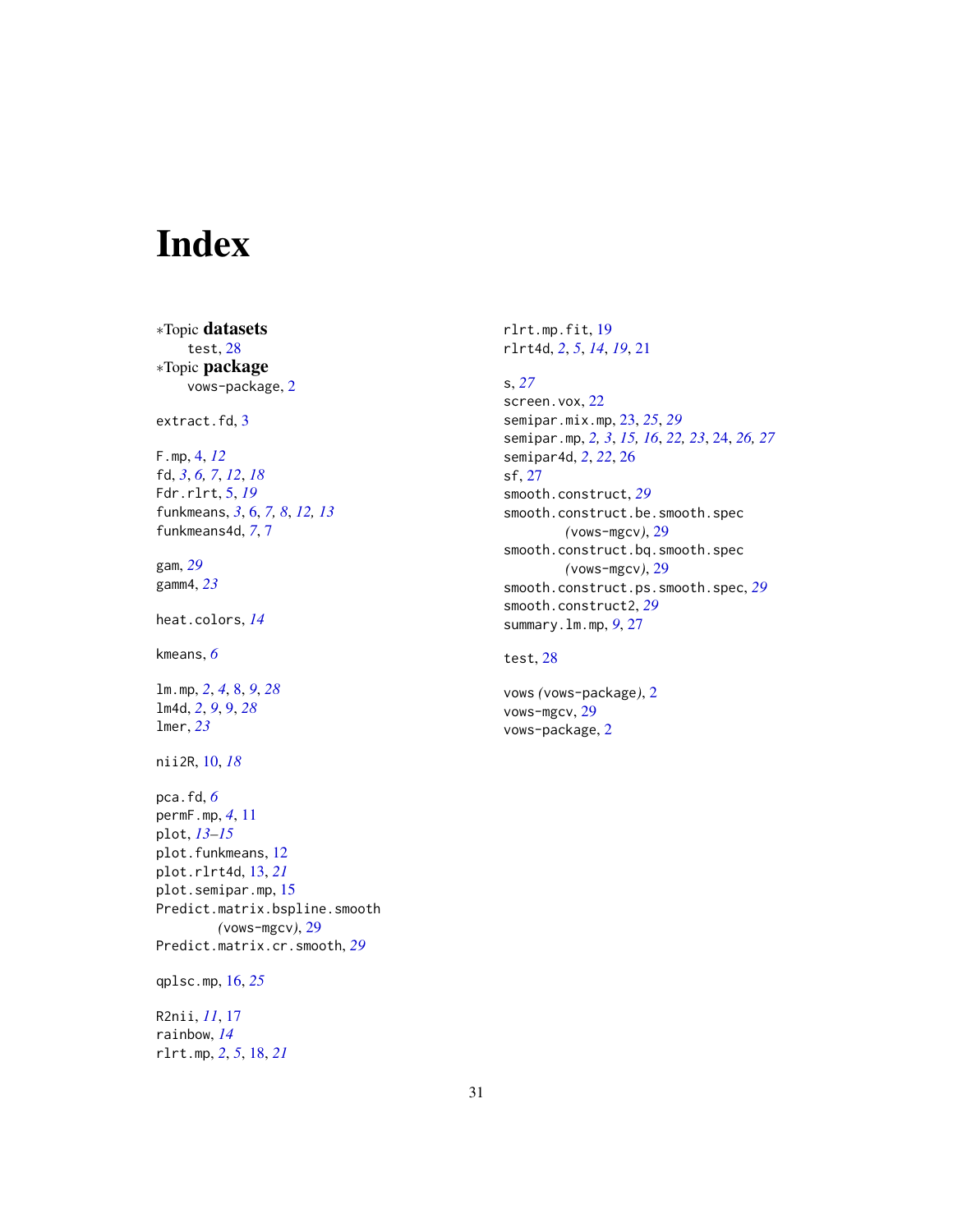# Index

∗Topic **datasets**
  test, 28
∗Topic **package**
  vows-package, 2

extract.fd, 3

F.mp, 4, *12*
fd, *3*, *6*, *7*, *12*, *18*
Fdr.rlrt, 5, *19*
funkmeans, *3*, 6, *7*, *8*, *12*, *13*
funkmeans4d, *7*, 7

gam, *29*
gamm4, *23*

heat.colors, *14*

kmeans, *6*

lm.mp, *2*, *4*, 8, *9*, *28*
lm4d, *2*, *9*, 9, *28*
lmer, *23*

nii2R, 10, *18*

pca.fd, *6*
permF.mp, *4*, 11
plot, *13–15*
plot.funkmeans, 12
plot.rlrt4d, 13, *21*
plot.semipar.mp, 15
Predict.matrix.bspline.smooth
  *(*vows-mgcv*)*, 29
Predict.matrix.cr.smooth, *29*

qplsc.mp, 16, *25*

R2nii, *11*, 17
rainbow, *14*
rlrt.mp, *2*, *5*, 18, *21*
rlrt.mp.fit, 19
rlrt4d, *2*, *5*, *14*, *19*, 21

s, *27*
screen.vox, 22
semipar.mix.mp, 23, *25*, *29*
semipar.mp, *2*, *3*, *15*, *16*, *22*, *23*, 24, *26*, *27*
semipar4d, *2*, *22*, 26
sf, 27
smooth.construct, *29*
smooth.construct.be.smooth.spec
  *(*vows-mgcv*)*, 29
smooth.construct.bq.smooth.spec
  *(*vows-mgcv*)*, 29
smooth.construct.ps.smooth.spec, *29*
smooth.construct2, *29*
summary.lm.mp, *9*, 27

test, 28

vows *(*vows-package*)*, 2
vows-mgcv, 29
vows-package, 2